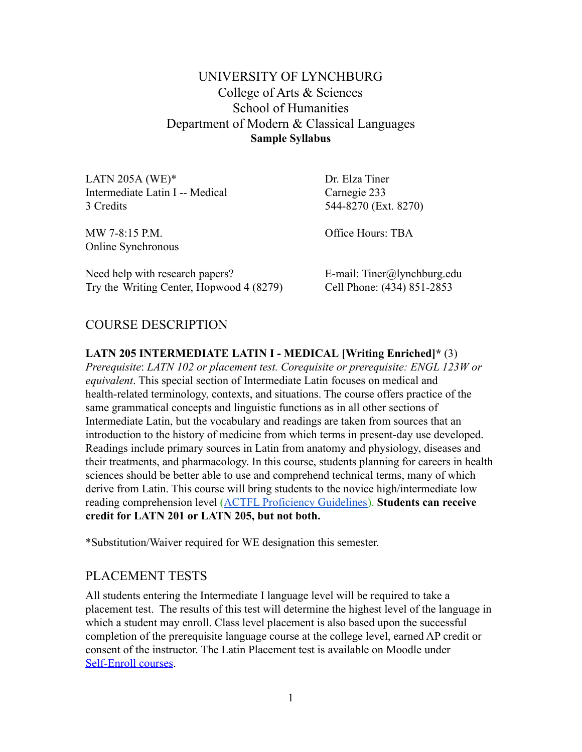UNIVERSITY OF LYNCHBURG
College of Arts & Sciences
School of Humanities
Department of Modern & Classical Languages
**Sample Syllabus**

LATN 205A (WE)*
Intermediate Latin I -- Medical
3 Credits

MW 7-8:15 P.M.
Online Synchronous

Need help with research papers?
Try the Writing Center, Hopwood 4 (8279)

Dr. Elza Tiner
Carnegie 233
544-8270 (Ext. 8270)

Office Hours: TBA

E-mail: Tiner@lynchburg.edu
Cell Phone: (434) 851-2853

## COURSE DESCRIPTION

**LATN 205 INTERMEDIATE LATIN I - MEDICAL [Writing Enriched]*** (3)
*Prerequisite*: *LATN 102 or placement test. Corequisite or prerequisite: ENGL 123W or equivalent*. This special section of Intermediate Latin focuses on medical and health-related terminology, contexts, and situations. The course offers practice of the same grammatical concepts and linguistic functions as in all other sections of Intermediate Latin, but the vocabulary and readings are taken from sources that an introduction to the history of medicine from which terms in present-day use developed. Readings include primary sources in Latin from anatomy and physiology, diseases and their treatments, and pharmacology. In this course, students planning for careers in health sciences should be better able to use and comprehend technical terms, many of which derive from Latin. This course will bring students to the novice high/intermediate low reading comprehension level (ACTFL Proficiency Guidelines). **Students can receive credit for LATN 201 or LATN 205, but not both.**

*Substitution/Waiver required for WE designation this semester.

## PLACEMENT TESTS

All students entering the Intermediate I language level will be required to take a placement test. The results of this test will determine the highest level of the language in which a student may enroll. Class level placement is also based upon the successful completion of the prerequisite language course at the college level, earned AP credit or consent of the instructor. The Latin Placement test is available on Moodle under Self-Enroll courses.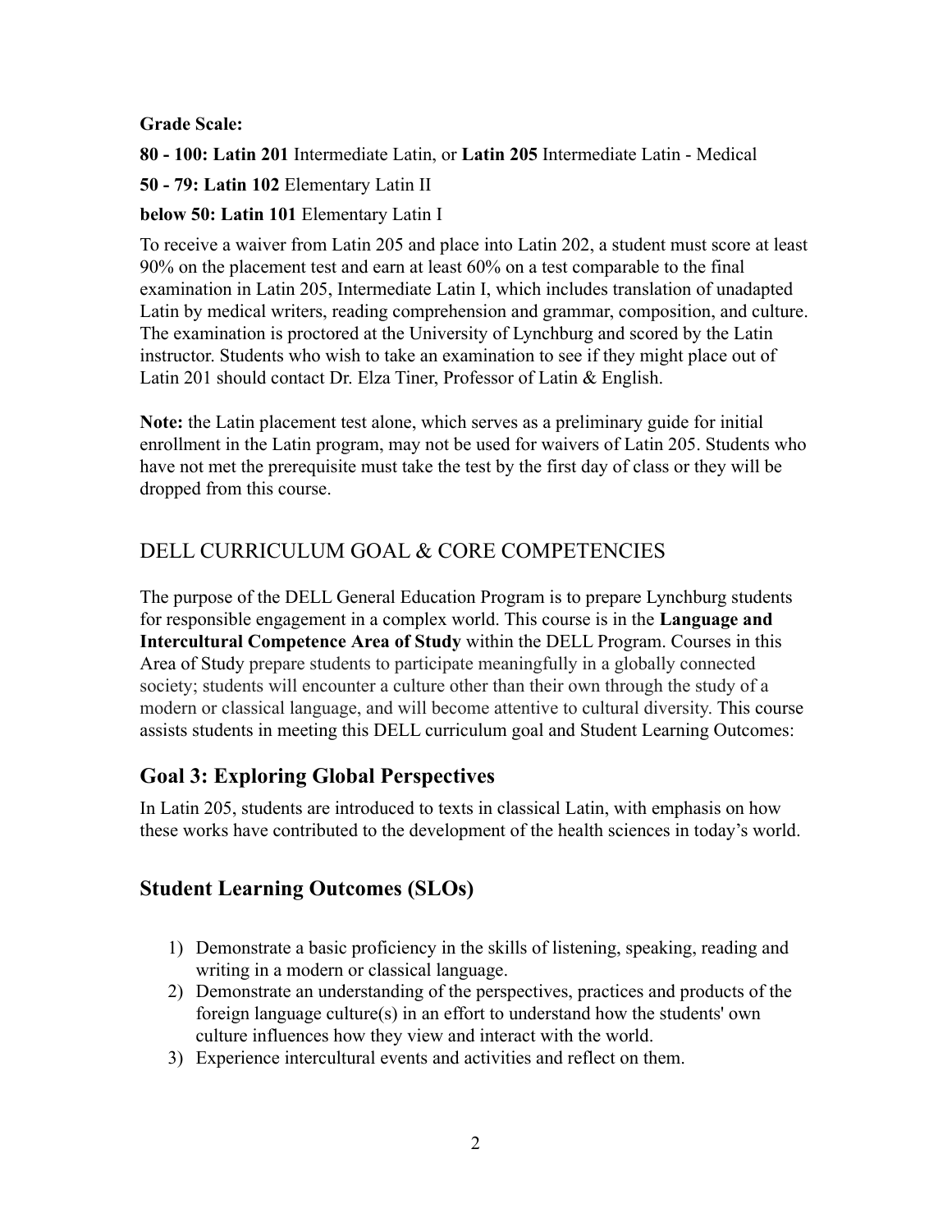**Grade Scale:**

**80 - 100: Latin 201** Intermediate Latin, or **Latin 205** Intermediate Latin - Medical

**50 - 79: Latin 102** Elementary Latin II

**below 50: Latin 101** Elementary Latin I

To receive a waiver from Latin 205 and place into Latin 202, a student must score at least 90% on the placement test and earn at least 60% on a test comparable to the final examination in Latin 205, Intermediate Latin I, which includes translation of unadapted Latin by medical writers, reading comprehension and grammar, composition, and culture. The examination is proctored at the University of Lynchburg and scored by the Latin instructor. Students who wish to take an examination to see if they might place out of Latin 201 should contact Dr. Elza Tiner, Professor of Latin & English.

**Note:** the Latin placement test alone, which serves as a preliminary guide for initial enrollment in the Latin program, may not be used for waivers of Latin 205. Students who have not met the prerequisite must take the test by the first day of class or they will be dropped from this course.

## DELL CURRICULUM GOAL & CORE COMPETENCIES

The purpose of the DELL General Education Program is to prepare Lynchburg students for responsible engagement in a complex world. This course is in the **Language and Intercultural Competence Area of Study** within the DELL Program. Courses in this Area of Study prepare students to participate meaningfully in a globally connected society; students will encounter a culture other than their own through the study of a modern or classical language, and will become attentive to cultural diversity. This course assists students in meeting this DELL curriculum goal and Student Learning Outcomes:

## Goal 3: Exploring Global Perspectives

In Latin 205, students are introduced to texts in classical Latin, with emphasis on how these works have contributed to the development of the health sciences in today's world.

## Student Learning Outcomes (SLOs)

1) Demonstrate a basic proficiency in the skills of listening, speaking, reading and writing in a modern or classical language.
2) Demonstrate an understanding of the perspectives, practices and products of the foreign language culture(s) in an effort to understand how the students' own culture influences how they view and interact with the world.
3) Experience intercultural events and activities and reflect on them.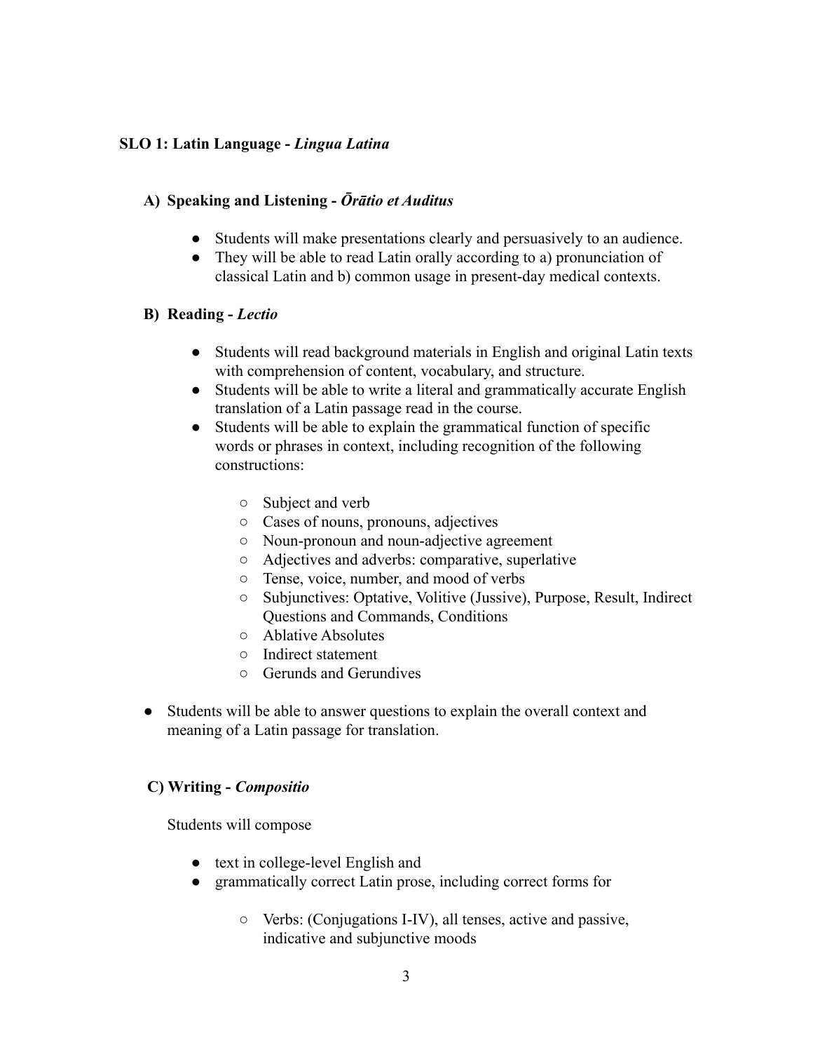### SLO 1: Latin Language - *Lingua Latina*

#### A) Speaking and Listening - *Ōrātio et Auditus*

- Students will make presentations clearly and persuasively to an audience.
- They will be able to read Latin orally according to a) pronunciation of classical Latin and b) common usage in present-day medical contexts.

#### B) Reading - *Lectio*

- Students will read background materials in English and original Latin texts with comprehension of content, vocabulary, and structure.
- Students will be able to write a literal and grammatically accurate English translation of a Latin passage read in the course.
- Students will be able to explain the grammatical function of specific words or phrases in context, including recognition of the following constructions:
    - Subject and verb
    - Cases of nouns, pronouns, adjectives
    - Noun-pronoun and noun-adjective agreement
    - Adjectives and adverbs: comparative, superlative
    - Tense, voice, number, and mood of verbs
    - Subjunctives: Optative, Volitive (Jussive), Purpose, Result, Indirect Questions and Commands, Conditions
    - Ablative Absolutes
    - Indirect statement
    - Gerunds and Gerundives

- Students will be able to answer questions to explain the overall context and meaning of a Latin passage for translation.

#### C) Writing - *Compositio*

Students will compose

- text in college-level English and
- grammatically correct Latin prose, including correct forms for
    - Verbs: (Conjugations I-IV), all tenses, active and passive, indicative and subjunctive moods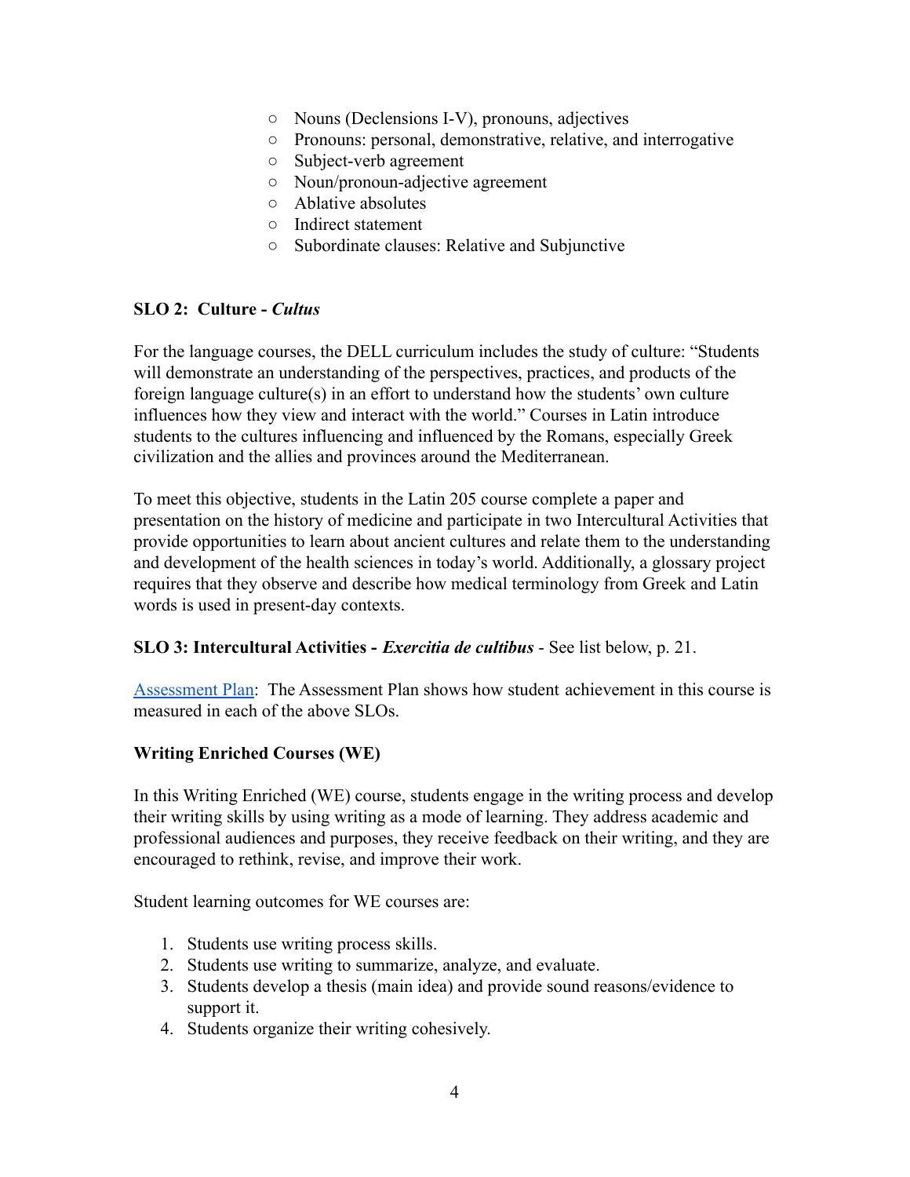- Nouns (Declensions I-V), pronouns, adjectives
- Pronouns: personal, demonstrative, relative, and interrogative
- Subject-verb agreement
- Noun/pronoun-adjective agreement
- Ablative absolutes
- Indirect statement
- Subordinate clauses: Relative and Subjunctive

**SLO 2: Culture -** ***Cultus***

For the language courses, the DELL curriculum includes the study of culture: "Students will demonstrate an understanding of the perspectives, practices, and products of the foreign language culture(s) in an effort to understand how the students' own culture influences how they view and interact with the world." Courses in Latin introduce students to the cultures influencing and influenced by the Romans, especially Greek civilization and the allies and provinces around the Mediterranean.

To meet this objective, students in the Latin 205 course complete a paper and presentation on the history of medicine and participate in two Intercultural Activities that provide opportunities to learn about ancient cultures and relate them to the understanding and development of the health sciences in today's world. Additionally, a glossary project requires that they observe and describe how medical terminology from Greek and Latin words is used in present-day contexts.

**SLO 3: Intercultural Activities -** ***Exercitia de cultibus*** - See list below, p. 21.

Assessment Plan: The Assessment Plan shows how student achievement in this course is measured in each of the above SLOs.

**Writing Enriched Courses (WE)**

In this Writing Enriched (WE) course, students engage in the writing process and develop their writing skills by using writing as a mode of learning. They address academic and professional audiences and purposes, they receive feedback on their writing, and they are encouraged to rethink, revise, and improve their work.

Student learning outcomes for WE courses are:

1. Students use writing process skills.
2. Students use writing to summarize, analyze, and evaluate.
3. Students develop a thesis (main idea) and provide sound reasons/evidence to support it.
4. Students organize their writing cohesively.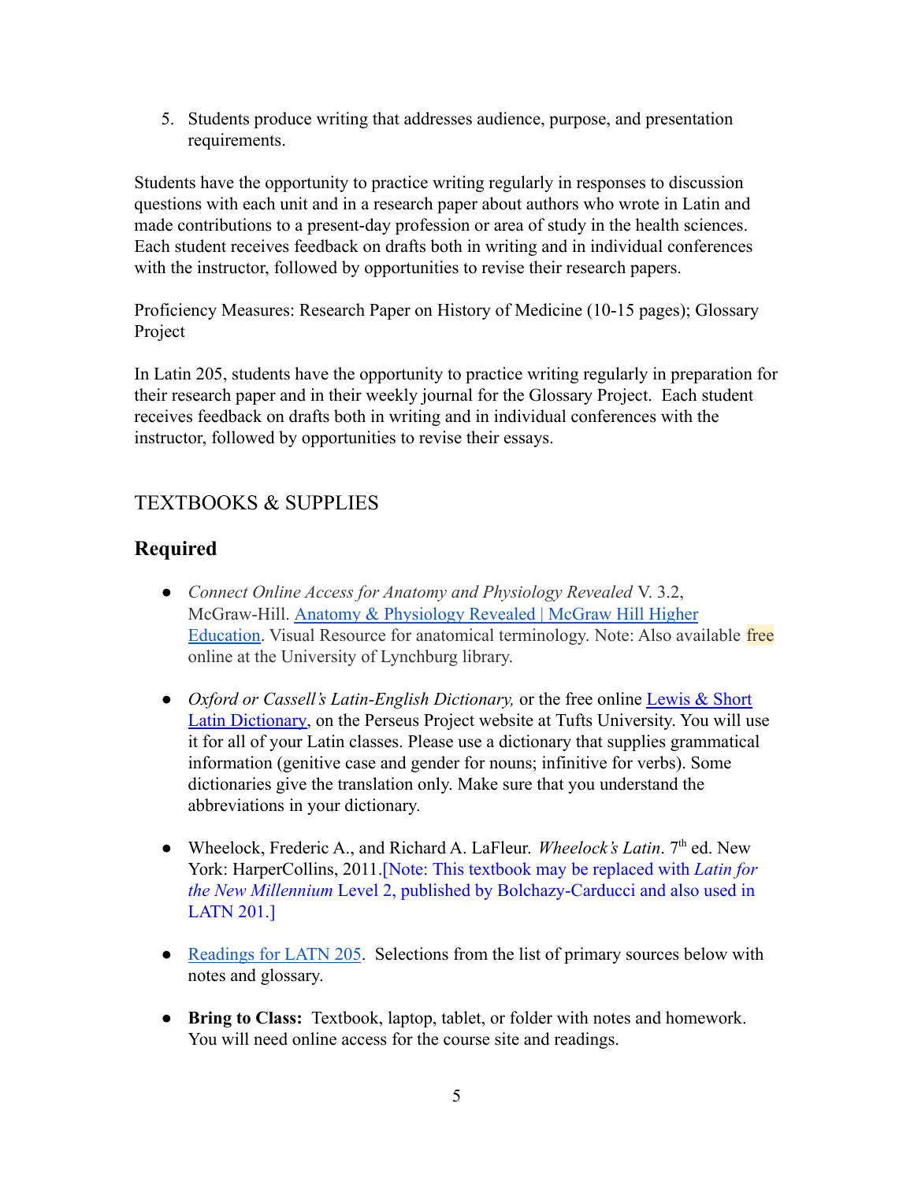5. Students produce writing that addresses audience, purpose, and presentation requirements.

Students have the opportunity to practice writing regularly in responses to discussion questions with each unit and in a research paper about authors who wrote in Latin and made contributions to a present-day profession or area of study in the health sciences. Each student receives feedback on drafts both in writing and in individual conferences with the instructor, followed by opportunities to revise their research papers.

Proficiency Measures: Research Paper on History of Medicine (10-15 pages); Glossary Project

In Latin 205, students have the opportunity to practice writing regularly in preparation for their research paper and in their weekly journal for the Glossary Project. Each student receives feedback on drafts both in writing and in individual conferences with the instructor, followed by opportunities to revise their essays.

## TEXTBOOKS & SUPPLIES

### Required

- *Connect Online Access for Anatomy and Physiology Revealed* V. 3.2, McGraw-Hill. Anatomy & Physiology Revealed | McGraw Hill Higher Education. Visual Resource for anatomical terminology. Note: Also available free online at the University of Lynchburg library.

- *Oxford or Cassell's Latin-English Dictionary,* or the free online Lewis & Short Latin Dictionary, on the Perseus Project website at Tufts University. You will use it for all of your Latin classes. Please use a dictionary that supplies grammatical information (genitive case and gender for nouns; infinitive for verbs). Some dictionaries give the translation only. Make sure that you understand the abbreviations in your dictionary.

- Wheelock, Frederic A., and Richard A. LaFleur. *Wheelock's Latin*. 7th ed. New York: HarperCollins, 2011.[Note: This textbook may be replaced with *Latin for the New Millennium* Level 2, published by Bolchazy-Carducci and also used in LATN 201.]

- Readings for LATN 205. Selections from the list of primary sources below with notes and glossary.

- **Bring to Class:** Textbook, laptop, tablet, or folder with notes and homework. You will need online access for the course site and readings.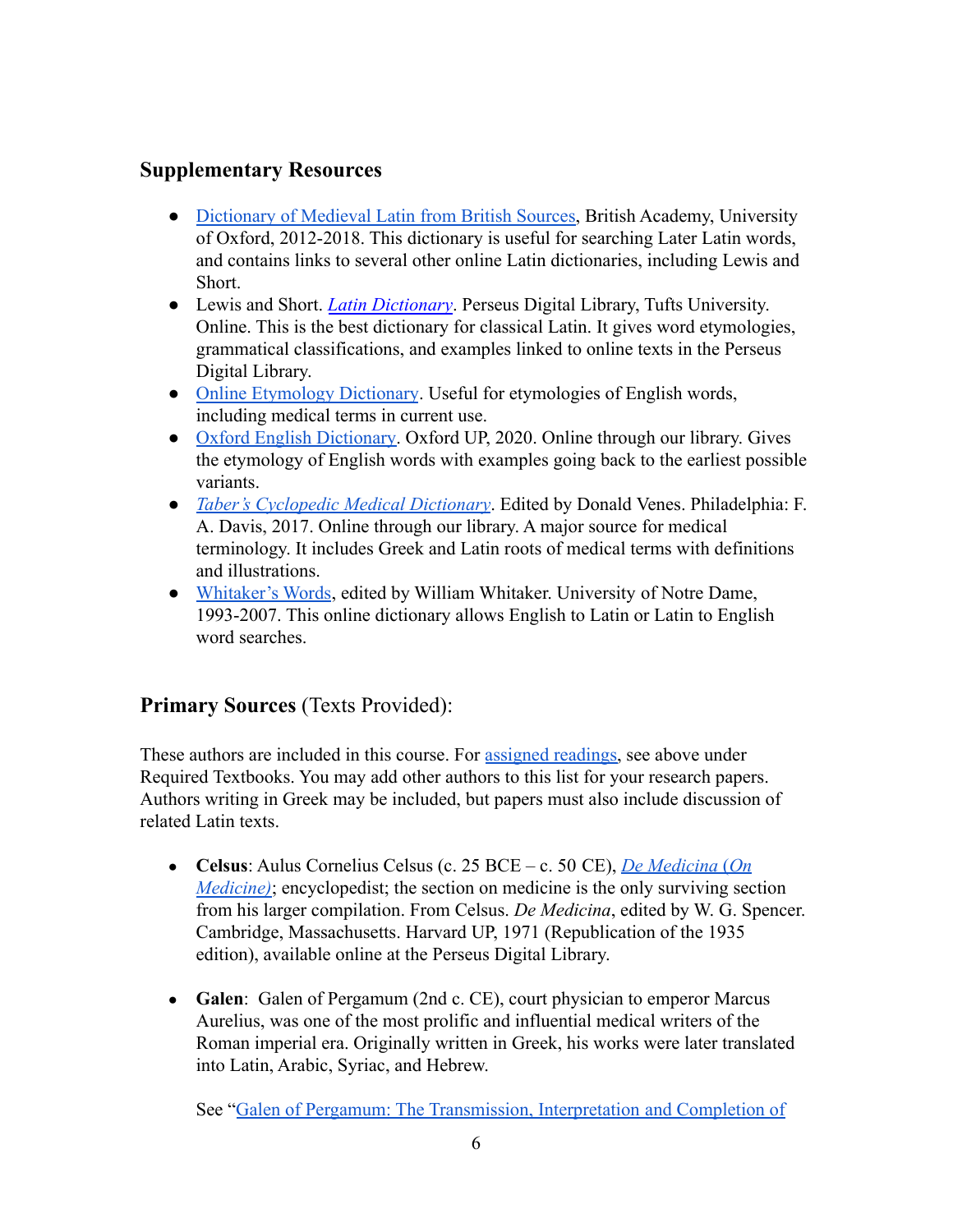## Supplementary Resources

- Dictionary of Medieval Latin from British Sources, British Academy, University of Oxford, 2012-2018. This dictionary is useful for searching Later Latin words, and contains links to several other online Latin dictionaries, including Lewis and Short.
- Lewis and Short. *Latin Dictionary*. Perseus Digital Library, Tufts University. Online. This is the best dictionary for classical Latin. It gives word etymologies, grammatical classifications, and examples linked to online texts in the Perseus Digital Library.
- Online Etymology Dictionary. Useful for etymologies of English words, including medical terms in current use.
- Oxford English Dictionary. Oxford UP, 2020. Online through our library. Gives the etymology of English words with examples going back to the earliest possible variants.
- *Taber's Cyclopedic Medical Dictionary*. Edited by Donald Venes. Philadelphia: F. A. Davis, 2017. Online through our library. A major source for medical terminology. It includes Greek and Latin roots of medical terms with definitions and illustrations.
- Whitaker's Words, edited by William Whitaker. University of Notre Dame, 1993-2007. This online dictionary allows English to Latin or Latin to English word searches.

## **Primary Sources** (Texts Provided):

These authors are included in this course. For assigned readings, see above under Required Textbooks. You may add other authors to this list for your research papers. Authors writing in Greek may be included, but papers must also include discussion of related Latin texts.

- **Celsus**: Aulus Cornelius Celsus (c. 25 BCE – c. 50 CE), *De Medicina (On Medicine)*; encyclopedist; the section on medicine is the only surviving section from his larger compilation. From Celsus. *De Medicina*, edited by W. G. Spencer. Cambridge, Massachusetts. Harvard UP, 1971 (Republication of the 1935 edition), available online at the Perseus Digital Library.

- **Galen**: Galen of Pergamum (2nd c. CE), court physician to emperor Marcus Aurelius, was one of the most prolific and influential medical writers of the Roman imperial era. Originally written in Greek, his works were later translated into Latin, Arabic, Syriac, and Hebrew.

  See "Galen of Pergamum: The Transmission, Interpretation and Completion of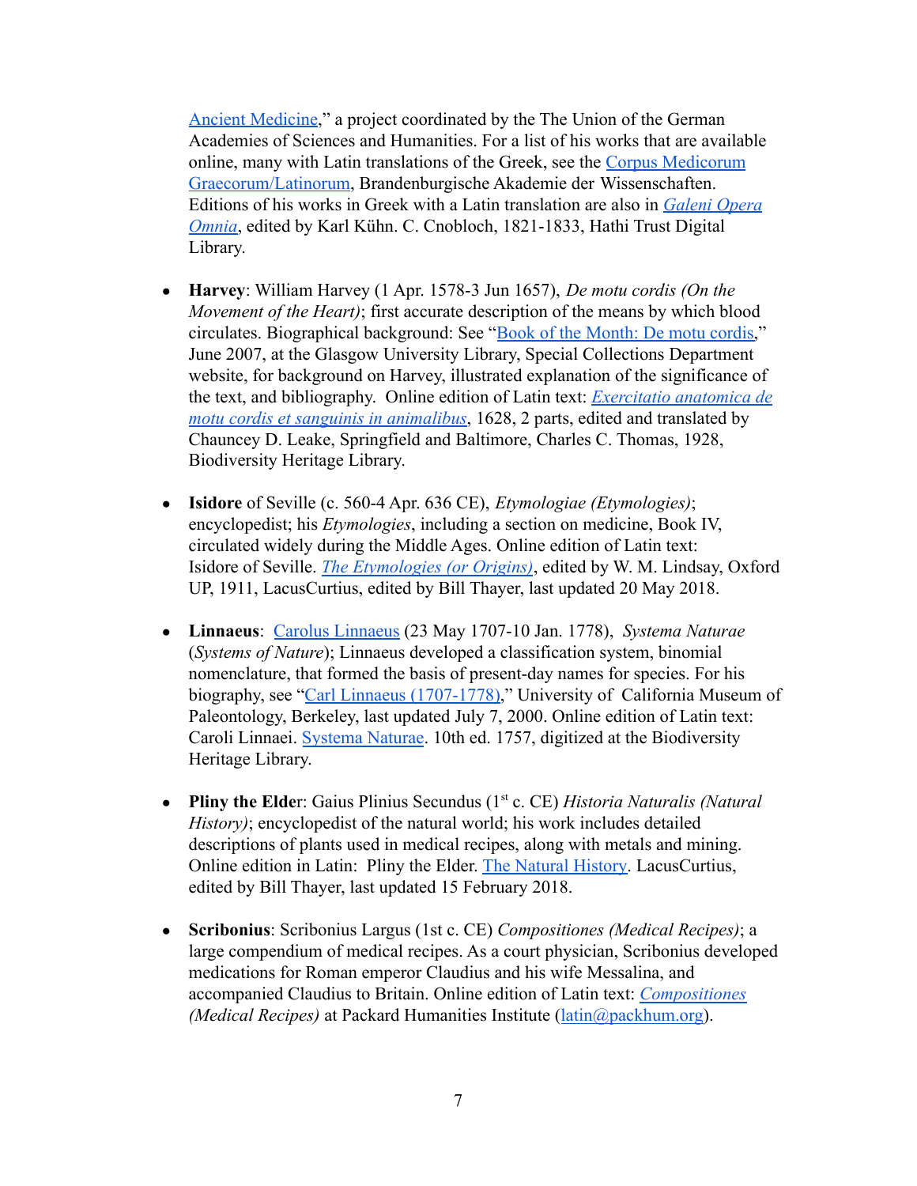Ancient Medicine," a project coordinated by the The Union of the German Academies of Sciences and Humanities. For a list of his works that are available online, many with Latin translations of the Greek, see the Corpus Medicorum Graecorum/Latinorum, Brandenburgische Akademie der Wissenschaften. Editions of his works in Greek with a Latin translation are also in *Galeni Opera Omnia*, edited by Karl Kühn. C. Cnobloch, 1821-1833, Hathi Trust Digital Library.

- **Harvey**: William Harvey (1 Apr. 1578-3 Jun 1657), *De motu cordis (On the Movement of the Heart)*; first accurate description of the means by which blood circulates. Biographical background: See "Book of the Month: De motu cordis," June 2007, at the Glasgow University Library, Special Collections Department website, for background on Harvey, illustrated explanation of the significance of the text, and bibliography. Online edition of Latin text: *Exercitatio anatomica de motu cordis et sanguinis in animalibus*, 1628, 2 parts, edited and translated by Chauncey D. Leake, Springfield and Baltimore, Charles C. Thomas, 1928, Biodiversity Heritage Library.

- **Isidore** of Seville (c. 560-4 Apr. 636 CE), *Etymologiae (Etymologies)*; encyclopedist; his *Etymologies*, including a section on medicine, Book IV, circulated widely during the Middle Ages. Online edition of Latin text: Isidore of Seville. *The Etymologies (or Origins)*, edited by W. M. Lindsay, Oxford UP, 1911, LacusCurtius, edited by Bill Thayer, last updated 20 May 2018.

- **Linnaeus**: Carolus Linnaeus (23 May 1707-10 Jan. 1778), *Systema Naturae* (*Systems of Nature*); Linnaeus developed a classification system, binomial nomenclature, that formed the basis of present-day names for species. For his biography, see "Carl Linnaeus (1707-1778)," University of California Museum of Paleontology, Berkeley, last updated July 7, 2000. Online edition of Latin text: Caroli Linnaei. Systema Naturae. 10th ed. 1757, digitized at the Biodiversity Heritage Library.

- **Pliny the Elder**: Gaius Plinius Secundus (1st c. CE) *Historia Naturalis (Natural History)*; encyclopedist of the natural world; his work includes detailed descriptions of plants used in medical recipes, along with metals and mining. Online edition in Latin: Pliny the Elder. The Natural History. LacusCurtius, edited by Bill Thayer, last updated 15 February 2018.

- **Scribonius**: Scribonius Largus (1st c. CE) *Compositiones (Medical Recipes)*; a large compendium of medical recipes. As a court physician, Scribonius developed medications for Roman emperor Claudius and his wife Messalina, and accompanied Claudius to Britain. Online edition of Latin text: *Compositiones (Medical Recipes)* at Packard Humanities Institute (latin@packhum.org).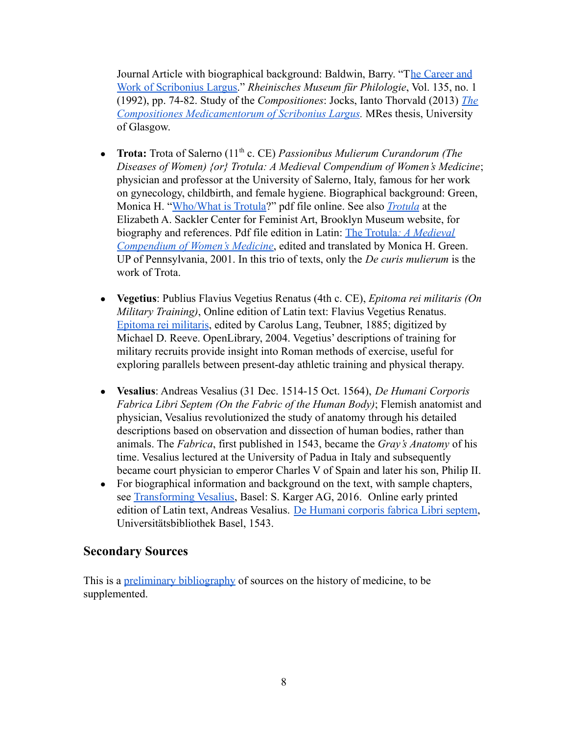Journal Article with biographical background: Baldwin, Barry. "The Career and Work of Scribonius Largus." *Rheinisches Museum für Philologie*, Vol. 135, no. 1 (1992), pp. 74-82. Study of the *Compositiones*: Jocks, Ianto Thorvald (2013) *The Compositiones Medicamentorum of Scribonius Largus.* MRes thesis, University of Glasgow.

- **Trota:** Trota of Salerno (11th c. CE) *Passionibus Mulierum Curandorum (The Diseases of Women) {or} Trotula: A Medieval Compendium of Women's Medicine*; physician and professor at the University of Salerno, Italy, famous for her work on gynecology, childbirth, and female hygiene. Biographical background: Green, Monica H. "Who/What is Trotula?" pdf file online. See also *Trotula* at the Elizabeth A. Sackler Center for Feminist Art, Brooklyn Museum website, for biography and references. Pdf file edition in Latin: The Trotula*: A Medieval Compendium of Women's Medicine*, edited and translated by Monica H. Green. UP of Pennsylvania, 2001. In this trio of texts, only the *De curis mulierum* is the work of Trota.

- **Vegetius**: Publius Flavius Vegetius Renatus (4th c. CE), *Epitoma rei militaris (On Military Training)*, Online edition of Latin text: Flavius Vegetius Renatus. Epitoma rei militaris, edited by Carolus Lang, Teubner, 1885; digitized by Michael D. Reeve. OpenLibrary, 2004. Vegetius' descriptions of training for military recruits provide insight into Roman methods of exercise, useful for exploring parallels between present-day athletic training and physical therapy.

- **Vesalius**: Andreas Vesalius (31 Dec. 1514-15 Oct. 1564), *De Humani Corporis Fabrica Libri Septem (On the Fabric of the Human Body)*; Flemish anatomist and physician, Vesalius revolutionized the study of anatomy through his detailed descriptions based on observation and dissection of human bodies, rather than animals. The *Fabrica*, first published in 1543, became the *Gray's Anatomy* of his time. Vesalius lectured at the University of Padua in Italy and subsequently became court physician to emperor Charles V of Spain and later his son, Philip II.
- For biographical information and background on the text, with sample chapters, see Transforming Vesalius, Basel: S. Karger AG, 2016. Online early printed edition of Latin text, Andreas Vesalius. De Humani corporis fabrica Libri septem, Universitätsbibliothek Basel, 1543.

## Secondary Sources

This is a preliminary bibliography of sources on the history of medicine, to be supplemented.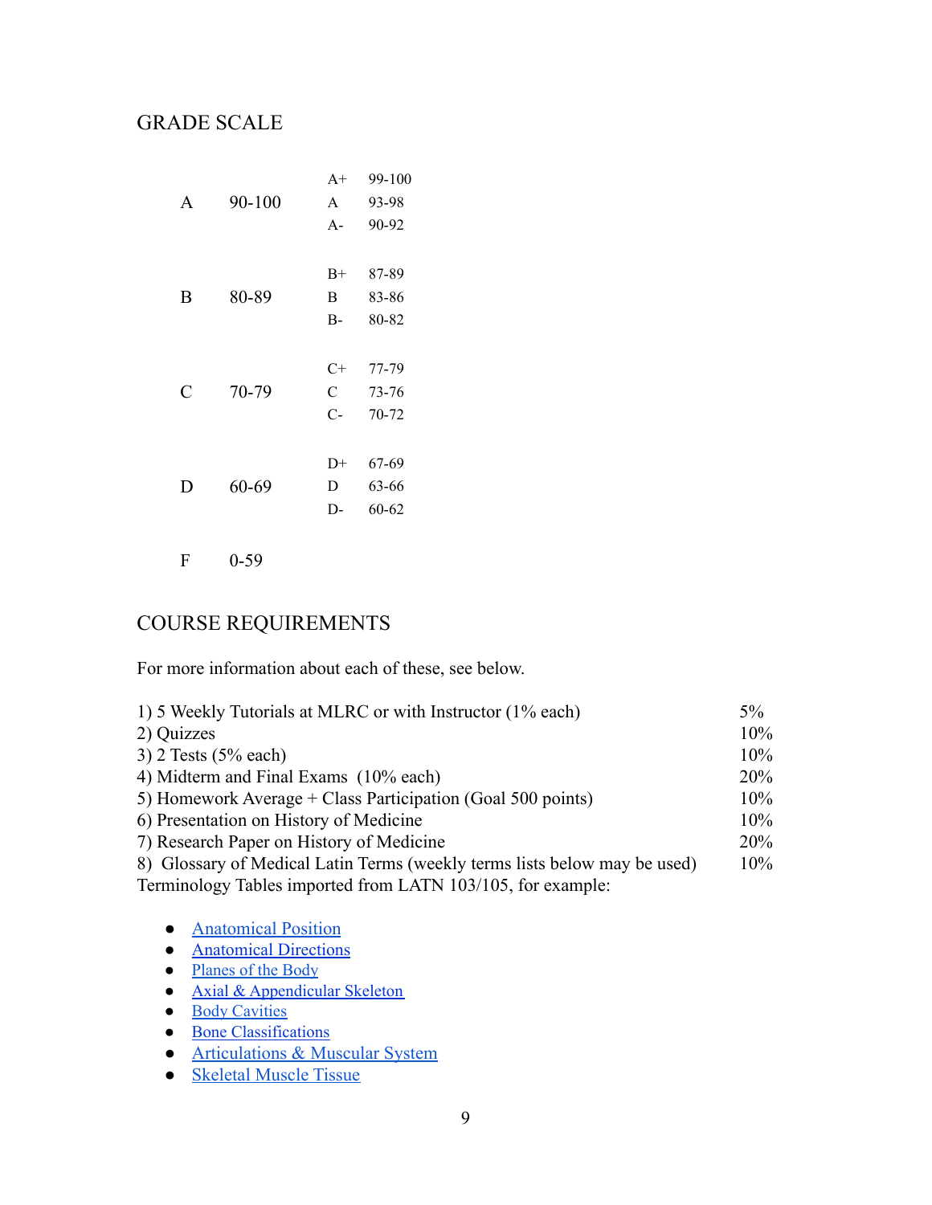## GRADE SCALE

| | | | |
|---|---|---|---|
| | | A+ | 99-100 |
| A | 90-100 | A | 93-98 |
| | | A- | 90-92 |
| | | B+ | 87-89 |
| B | 80-89 | B | 83-86 |
| | | B- | 80-82 |
| | | C+ | 77-79 |
| C | 70-79 | C | 73-76 |
| | | C- | 70-72 |
| | | D+ | 67-69 |
| D | 60-69 | D | 63-66 |
| | | D- | 60-62 |
| F | 0-59 | | |

## COURSE REQUIREMENTS

For more information about each of these, see below.

| | |
|---|---|
| 1) 5 Weekly Tutorials at MLRC or with Instructor (1% each) | 5% |
| 2) Quizzes | 10% |
| 3) 2 Tests (5% each) | 10% |
| 4) Midterm and Final Exams (10% each) | 20% |
| 5) Homework Average + Class Participation (Goal 500 points) | 10% |
| 6) Presentation on History of Medicine | 10% |
| 7) Research Paper on History of Medicine | 20% |
| 8) Glossary of Medical Latin Terms (weekly terms lists below may be used) | 10% |

Terminology Tables imported from LATN 103/105, for example:

- Anatomical Position
- Anatomical Directions
- Planes of the Body
- Axial & Appendicular Skeleton
- Body Cavities
- Bone Classifications
- Articulations & Muscular System
- Skeletal Muscle Tissue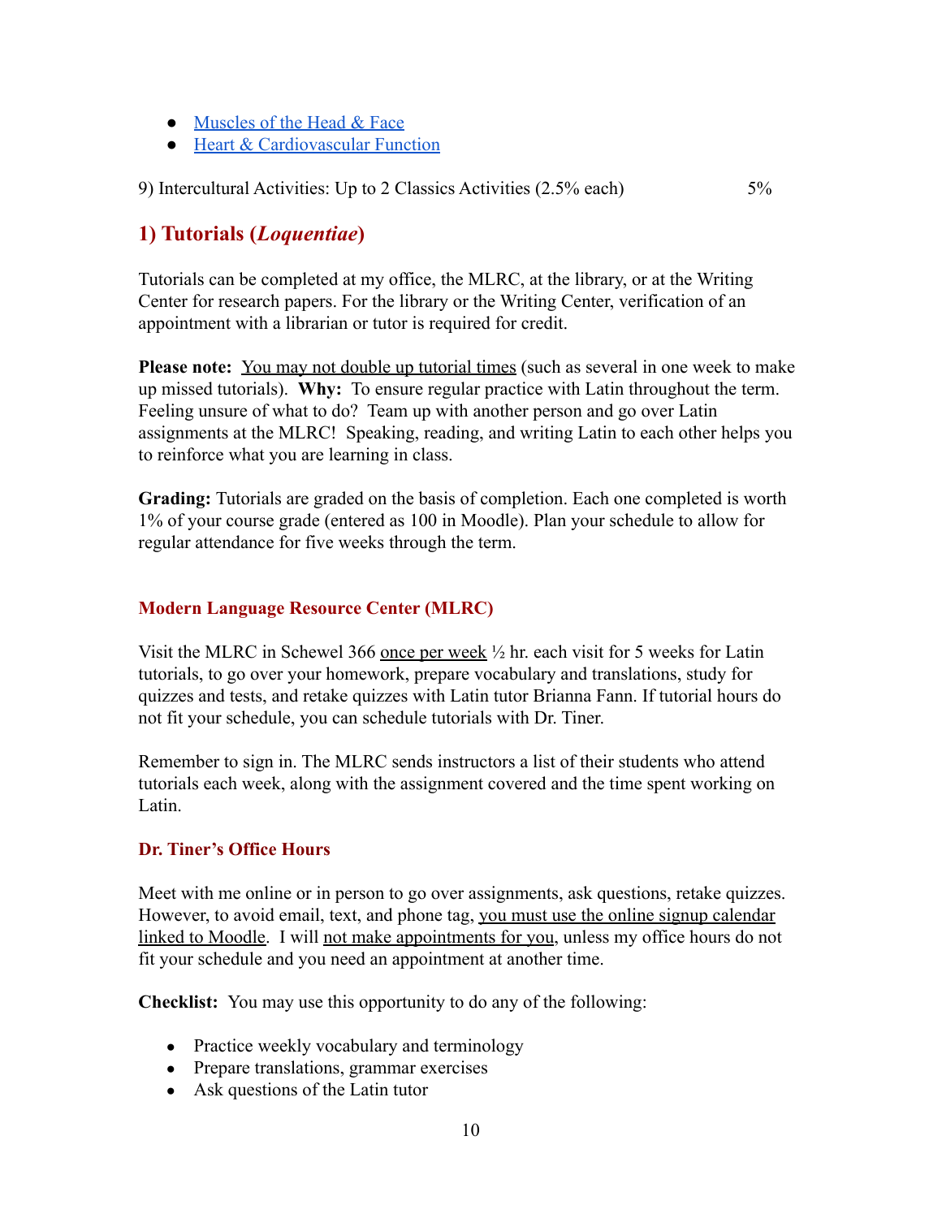- [Muscles of the Head & Face]()
- [Heart & Cardiovascular Function]()

9) Intercultural Activities: Up to 2 Classics Activities (2.5% each) 5%

## 1) Tutorials (*Loquentiae*)

Tutorials can be completed at my office, the MLRC, at the library, or at the Writing Center for research papers. For the library or the Writing Center, verification of an appointment with a librarian or tutor is required for credit.

**Please note:** <u>You may not double up tutorial times</u> (such as several in one week to make up missed tutorials). **Why:** To ensure regular practice with Latin throughout the term. Feeling unsure of what to do? Team up with another person and go over Latin assignments at the MLRC! Speaking, reading, and writing Latin to each other helps you to reinforce what you are learning in class.

**Grading:** Tutorials are graded on the basis of completion. Each one completed is worth 1% of your course grade (entered as 100 in Moodle). Plan your schedule to allow for regular attendance for five weeks through the term.

### Modern Language Resource Center (MLRC)

Visit the MLRC in Schewel 366 <u>once per week</u> ½ hr. each visit for 5 weeks for Latin tutorials, to go over your homework, prepare vocabulary and translations, study for quizzes and tests, and retake quizzes with Latin tutor Brianna Fann. If tutorial hours do not fit your schedule, you can schedule tutorials with Dr. Tiner.

Remember to sign in. The MLRC sends instructors a list of their students who attend tutorials each week, along with the assignment covered and the time spent working on Latin.

### Dr. Tiner's Office Hours

Meet with me online or in person to go over assignments, ask questions, retake quizzes. However, to avoid email, text, and phone tag, <u>you must use the online signup calendar linked to Moodle</u>. I will <u>not make appointments for you</u>, unless my office hours do not fit your schedule and you need an appointment at another time.

**Checklist:** You may use this opportunity to do any of the following:

- Practice weekly vocabulary and terminology
- Prepare translations, grammar exercises
- Ask questions of the Latin tutor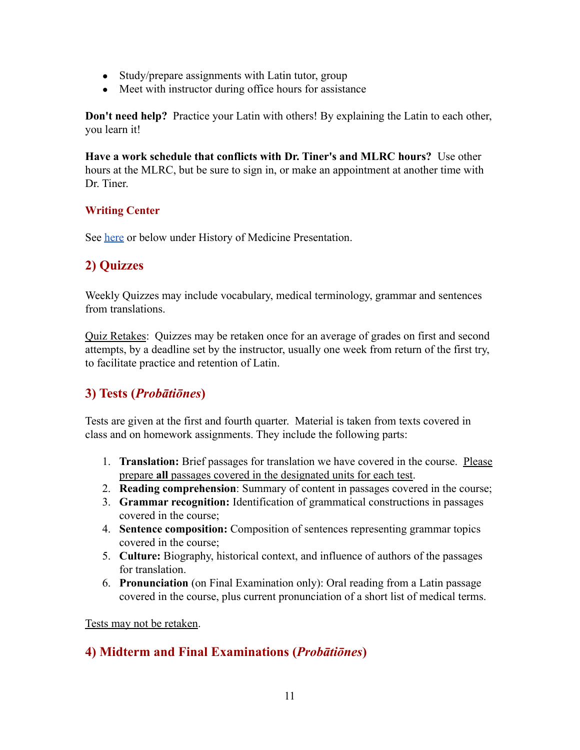- Study/prepare assignments with Latin tutor, group
- Meet with instructor during office hours for assistance

**Don't need help?** Practice your Latin with others! By explaining the Latin to each other, you learn it!

**Have a work schedule that conflicts with Dr. Tiner's and MLRC hours?** Use other hours at the MLRC, but be sure to sign in, or make an appointment at another time with Dr. Tiner.

### Writing Center

See [here]() or below under History of Medicine Presentation.

## 2) Quizzes

Weekly Quizzes may include vocabulary, medical terminology, grammar and sentences from translations.

<u>Quiz Retakes</u>: Quizzes may be retaken once for an average of grades on first and second attempts, by a deadline set by the instructor, usually one week from return of the first try, to facilitate practice and retention of Latin.

## 3) Tests (*Probātiōnes*)

Tests are given at the first and fourth quarter. Material is taken from texts covered in class and on homework assignments. They include the following parts:

1. **Translation:** Brief passages for translation we have covered in the course. <u>Please prepare **all** passages covered in the designated units for each test</u>.
2. **Reading comprehension**: Summary of content in passages covered in the course;
3. **Grammar recognition:** Identification of grammatical constructions in passages covered in the course;
4. **Sentence composition:** Composition of sentences representing grammar topics covered in the course;
5. **Culture:** Biography, historical context, and influence of authors of the passages for translation.
6. **Pronunciation** (on Final Examination only): Oral reading from a Latin passage covered in the course, plus current pronunciation of a short list of medical terms.

<u>Tests may not be retaken</u>.

## 4) Midterm and Final Examinations (*Probātiōnes*)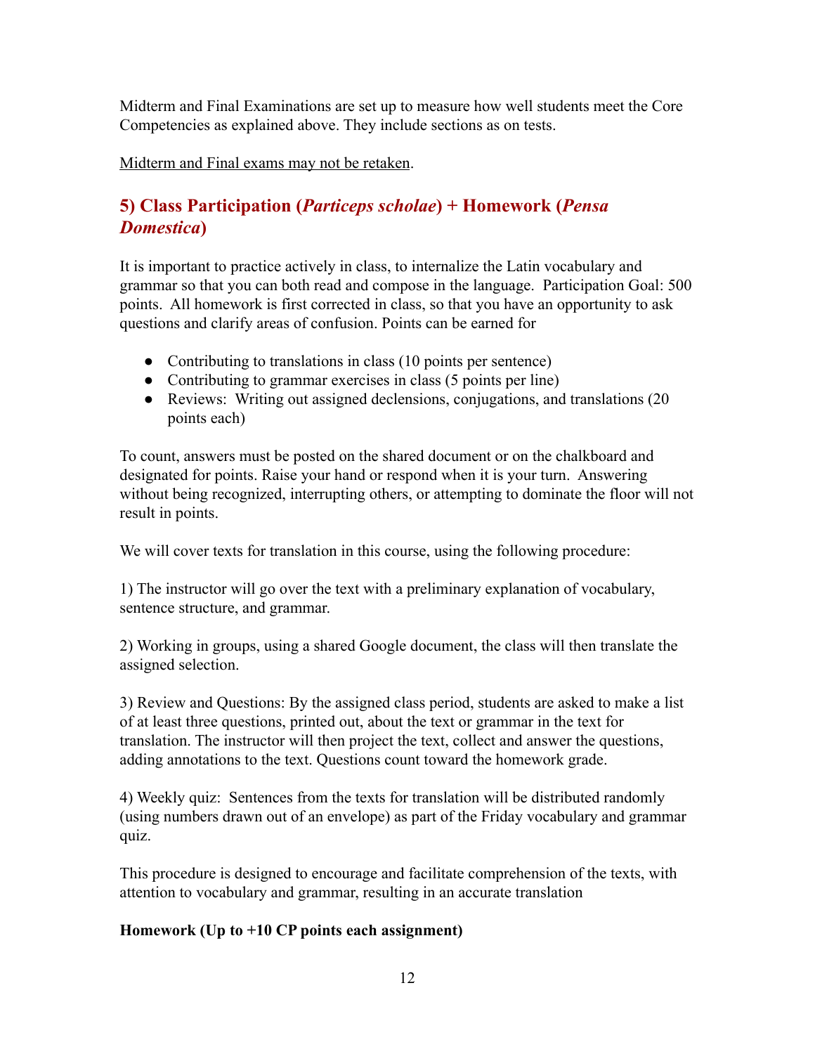Midterm and Final Examinations are set up to measure how well students meet the Core Competencies as explained above. They include sections as on tests.

<u>Midterm and Final exams may not be retaken</u>.

## 5) Class Participation (*Particeps scholae*) + Homework (*Pensa Domestica*)

It is important to practice actively in class, to internalize the Latin vocabulary and grammar so that you can both read and compose in the language.  Participation Goal: 500 points.  All homework is first corrected in class, so that you have an opportunity to ask questions and clarify areas of confusion. Points can be earned for

- Contributing to translations in class (10 points per sentence)
- Contributing to grammar exercises in class (5 points per line)
- Reviews:  Writing out assigned declensions, conjugations, and translations (20 points each)

To count, answers must be posted on the shared document or on the chalkboard and designated for points. Raise your hand or respond when it is your turn.  Answering without being recognized, interrupting others, or attempting to dominate the floor will not result in points.

We will cover texts for translation in this course, using the following procedure:

1) The instructor will go over the text with a preliminary explanation of vocabulary, sentence structure, and grammar.

2) Working in groups, using a shared Google document, the class will then translate the assigned selection.

3) Review and Questions: By the assigned class period, students are asked to make a list of at least three questions, printed out, about the text or grammar in the text for translation. The instructor will then project the text, collect and answer the questions, adding annotations to the text. Questions count toward the homework grade.

4) Weekly quiz:  Sentences from the texts for translation will be distributed randomly (using numbers drawn out of an envelope) as part of the Friday vocabulary and grammar quiz.

This procedure is designed to encourage and facilitate comprehension of the texts, with attention to vocabulary and grammar, resulting in an accurate translation

**Homework (Up to +10 CP points each assignment)**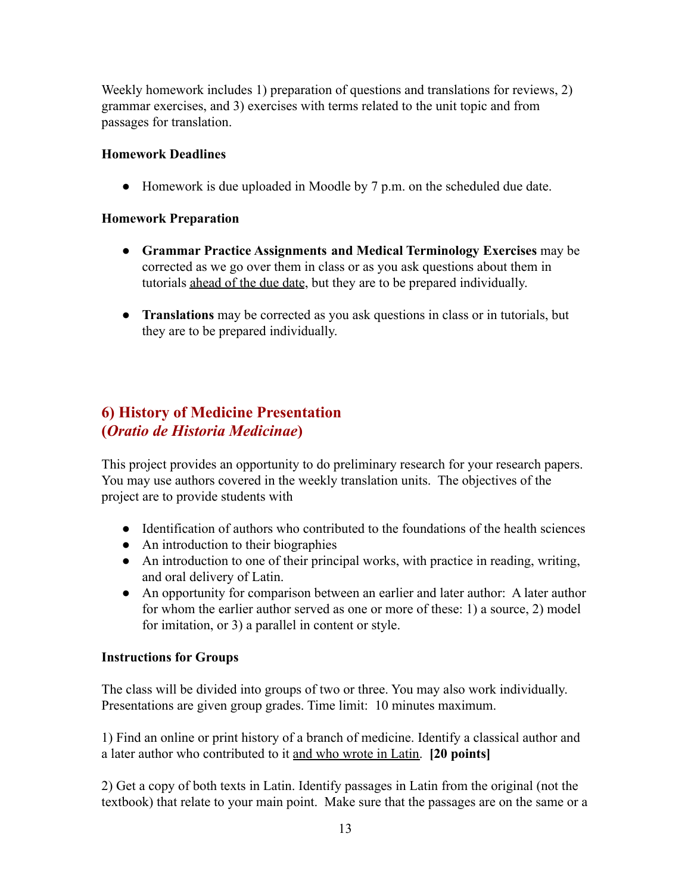Weekly homework includes 1) preparation of questions and translations for reviews, 2) grammar exercises, and 3) exercises with terms related to the unit topic and from passages for translation.

**Homework Deadlines**

- Homework is due uploaded in Moodle by 7 p.m. on the scheduled due date.

**Homework Preparation**

- **Grammar Practice Assignments and Medical Terminology Exercises** may be corrected as we go over them in class or as you ask questions about them in tutorials <u>ahead of the due date</u>, but they are to be prepared individually.

- **Translations** may be corrected as you ask questions in class or in tutorials, but they are to be prepared individually.

## 6) History of Medicine Presentation (*Oratio de Historia Medicinae*)

This project provides an opportunity to do preliminary research for your research papers. You may use authors covered in the weekly translation units. The objectives of the project are to provide students with

- Identification of authors who contributed to the foundations of the health sciences
- An introduction to their biographies
- An introduction to one of their principal works, with practice in reading, writing, and oral delivery of Latin.
- An opportunity for comparison between an earlier and later author: A later author for whom the earlier author served as one or more of these: 1) a source, 2) model for imitation, or 3) a parallel in content or style.

**Instructions for Groups**

The class will be divided into groups of two or three. You may also work individually. Presentations are given group grades. Time limit: 10 minutes maximum.

1) Find an online or print history of a branch of medicine. Identify a classical author and a later author who contributed to it <u>and who wrote in Latin</u>. **[20 points]**

2) Get a copy of both texts in Latin. Identify passages in Latin from the original (not the textbook) that relate to your main point. Make sure that the passages are on the same or a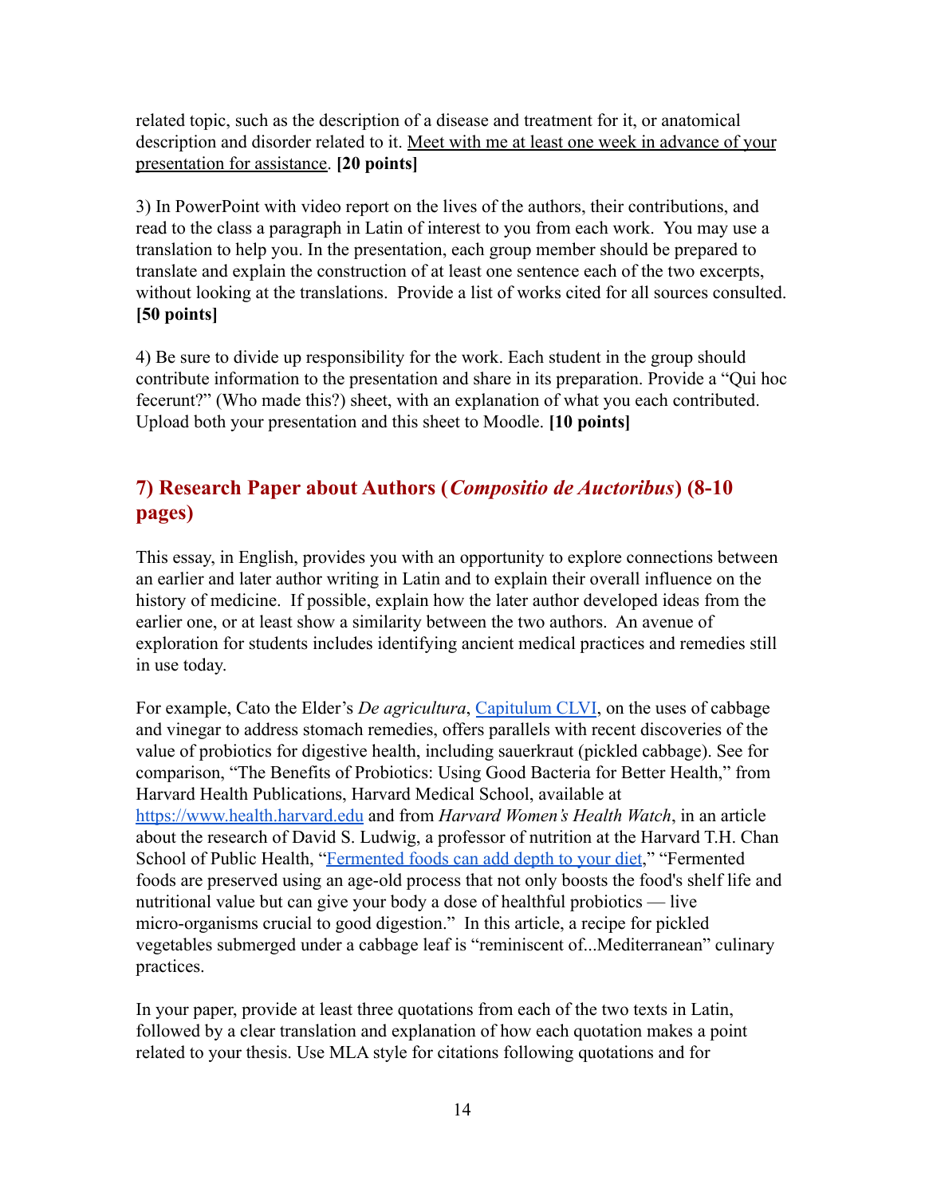related topic, such as the description of a disease and treatment for it, or anatomical description and disorder related to it. Meet with me at least one week in advance of your presentation for assistance. **[20 points]**

3) In PowerPoint with video report on the lives of the authors, their contributions, and read to the class a paragraph in Latin of interest to you from each work. You may use a translation to help you. In the presentation, each group member should be prepared to translate and explain the construction of at least one sentence each of the two excerpts, without looking at the translations. Provide a list of works cited for all sources consulted. **[50 points]**

4) Be sure to divide up responsibility for the work. Each student in the group should contribute information to the presentation and share in its preparation. Provide a "Qui hoc fecerunt?" (Who made this?) sheet, with an explanation of what you each contributed. Upload both your presentation and this sheet to Moodle. **[10 points]**

## 7) Research Paper about Authors (*Compositio de Auctoribus*) (8-10 pages)

This essay, in English, provides you with an opportunity to explore connections between an earlier and later author writing in Latin and to explain their overall influence on the history of medicine. If possible, explain how the later author developed ideas from the earlier one, or at least show a similarity between the two authors. An avenue of exploration for students includes identifying ancient medical practices and remedies still in use today.

For example, Cato the Elder's *De agricultura*, Capitulum CLVI, on the uses of cabbage and vinegar to address stomach remedies, offers parallels with recent discoveries of the value of probiotics for digestive health, including sauerkraut (pickled cabbage). See for comparison, "The Benefits of Probiotics: Using Good Bacteria for Better Health," from Harvard Health Publications, Harvard Medical School, available at https://www.health.harvard.edu and from *Harvard Women's Health Watch*, in an article about the research of David S. Ludwig, a professor of nutrition at the Harvard T.H. Chan School of Public Health, "Fermented foods can add depth to your diet," "Fermented foods are preserved using an age-old process that not only boosts the food's shelf life and nutritional value but can give your body a dose of healthful probiotics — live micro-organisms crucial to good digestion." In this article, a recipe for pickled vegetables submerged under a cabbage leaf is "reminiscent of...Mediterranean" culinary practices.

In your paper, provide at least three quotations from each of the two texts in Latin, followed by a clear translation and explanation of how each quotation makes a point related to your thesis. Use MLA style for citations following quotations and for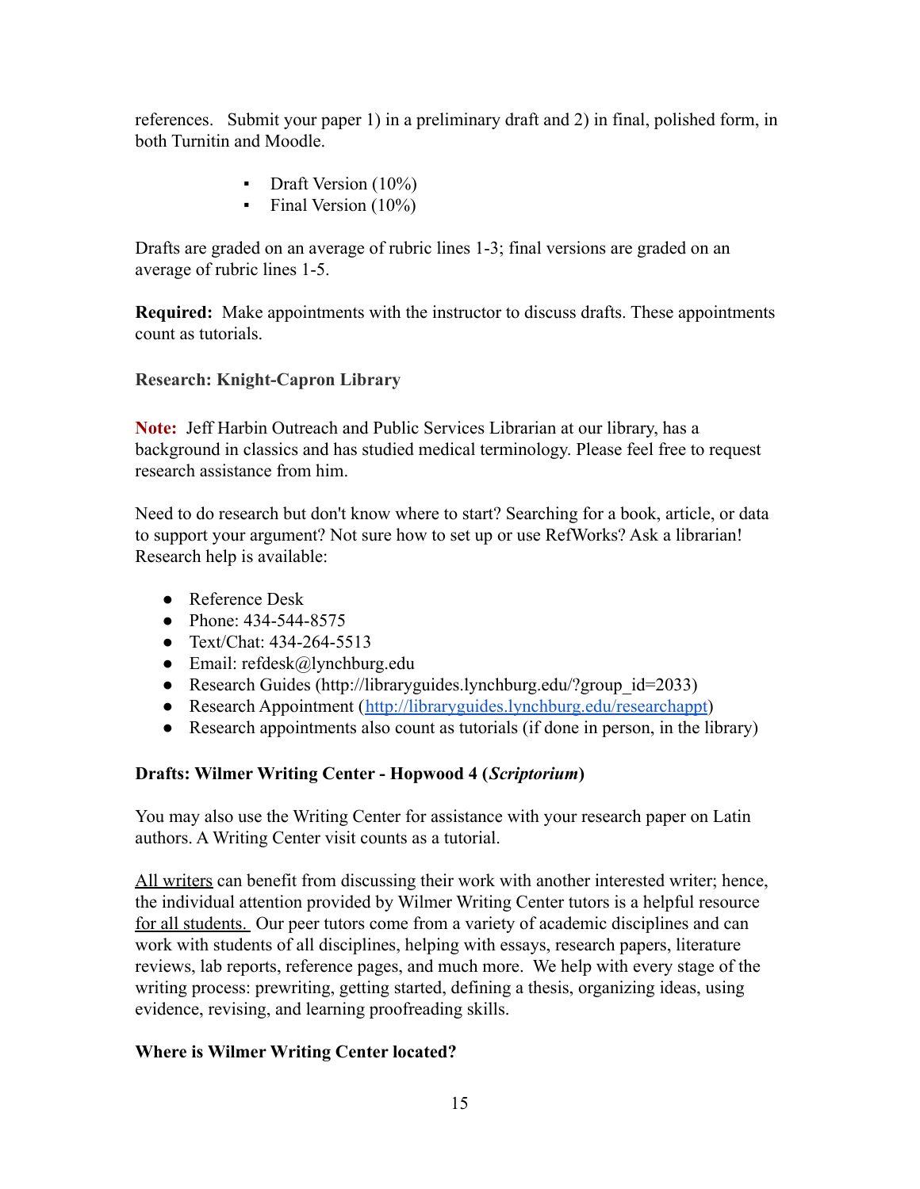references.  Submit your paper 1) in a preliminary draft and 2) in final, polished form, in both Turnitin and Moodle.

- Draft Version (10%)
- Final Version (10%)

Drafts are graded on an average of rubric lines 1-3; final versions are graded on an average of rubric lines 1-5.

**Required:** Make appointments with the instructor to discuss drafts. These appointments count as tutorials.

### Research: Knight-Capron Library

**Note:** Jeff Harbin Outreach and Public Services Librarian at our library, has a background in classics and has studied medical terminology. Please feel free to request research assistance from him.

Need to do research but don't know where to start? Searching for a book, article, or data to support your argument? Not sure how to set up or use RefWorks? Ask a librarian! Research help is available:

- Reference Desk
- Phone: 434-544-8575
- Text/Chat: 434-264-5513
- Email: refdesk@lynchburg.edu
- Research Guides (http://libraryguides.lynchburg.edu/?group_id=2033)
- Research Appointment ([http://libraryguides.lynchburg.edu/researchappt](http://libraryguides.lynchburg.edu/researchappt))
- Research appointments also count as tutorials (if done in person, in the library)

### Drafts: Wilmer Writing Center - Hopwood 4 (*Scriptorium*)

You may also use the Writing Center for assistance with your research paper on Latin authors. A Writing Center visit counts as a tutorial.

All writers can benefit from discussing their work with another interested writer; hence, the individual attention provided by Wilmer Writing Center tutors is a helpful resource for all students. Our peer tutors come from a variety of academic disciplines and can work with students of all disciplines, helping with essays, research papers, literature reviews, lab reports, reference pages, and much more. We help with every stage of the writing process: prewriting, getting started, defining a thesis, organizing ideas, using evidence, revising, and learning proofreading skills.

### Where is Wilmer Writing Center located?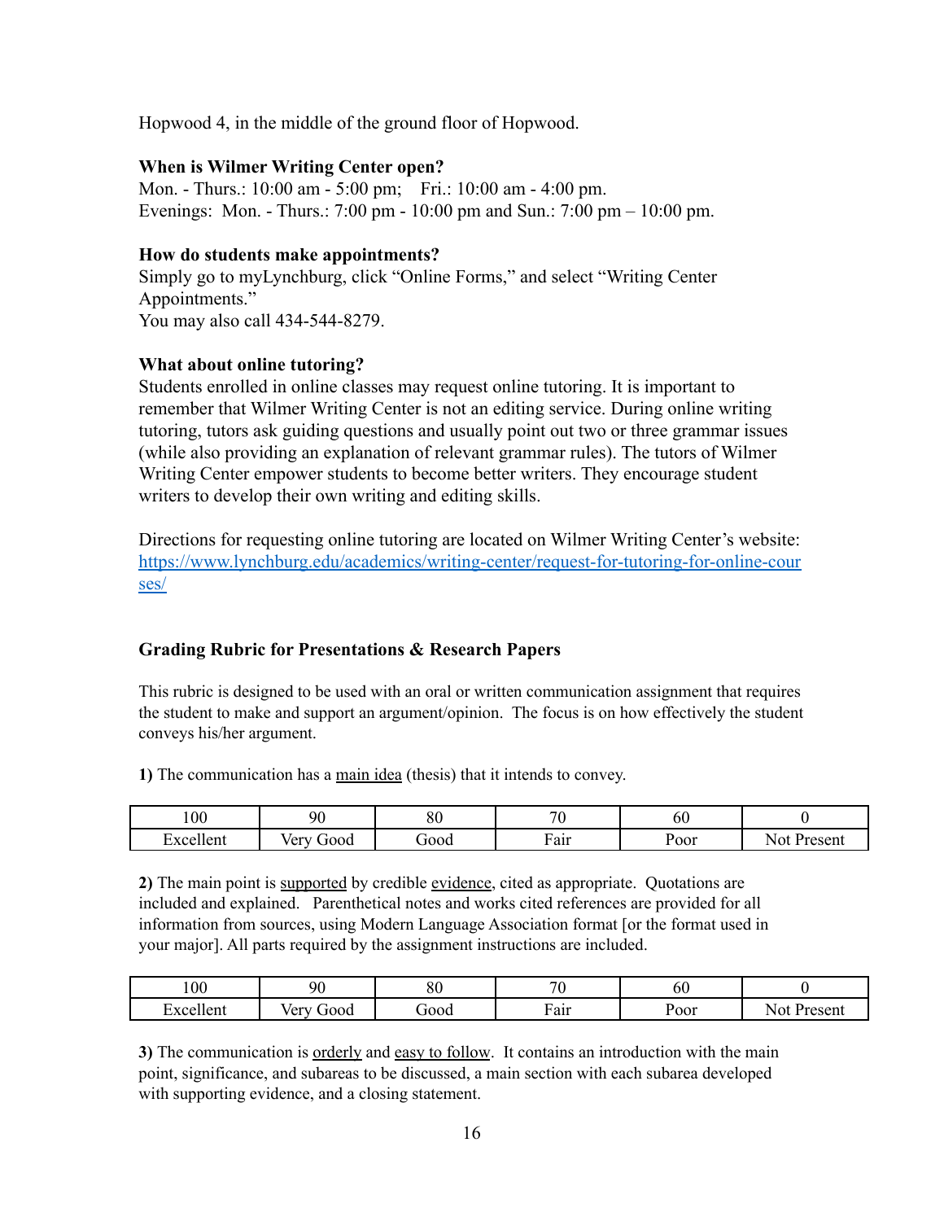Hopwood 4, in the middle of the ground floor of Hopwood.

**When is Wilmer Writing Center open?**
Mon. - Thurs.: 10:00 am - 5:00 pm;   Fri.: 10:00 am - 4:00 pm.
Evenings: Mon. - Thurs.: 7:00 pm - 10:00 pm and Sun.: 7:00 pm – 10:00 pm.

**How do students make appointments?**
Simply go to myLynchburg, click "Online Forms," and select "Writing Center Appointments."
You may also call 434-544-8279.

**What about online tutoring?**
Students enrolled in online classes may request online tutoring. It is important to remember that Wilmer Writing Center is not an editing service. During online writing tutoring, tutors ask guiding questions and usually point out two or three grammar issues (while also providing an explanation of relevant grammar rules). The tutors of Wilmer Writing Center empower students to become better writers. They encourage student writers to develop their own writing and editing skills.

Directions for requesting online tutoring are located on Wilmer Writing Center's website: [https://www.lynchburg.edu/academics/writing-center/request-for-tutoring-for-online-courses/](https://www.lynchburg.edu/academics/writing-center/request-for-tutoring-for-online-courses/)

### Grading Rubric for Presentations & Research Papers

This rubric is designed to be used with an oral or written communication assignment that requires the student to make and support an argument/opinion. The focus is on how effectively the student conveys his/her argument.

**1)** The communication has a <u>main idea</u> (thesis) that it intends to convey.

| 100 | 90 | 80 | 70 | 60 | 0 |
|---|---|---|---|---|---|
| Excellent | Very Good | Good | Fair | Poor | Not Present |

**2)** The main point is <u>supported</u> by credible <u>evidence</u>, cited as appropriate. Quotations are included and explained. Parenthetical notes and works cited references are provided for all information from sources, using Modern Language Association format [or the format used in your major]. All parts required by the assignment instructions are included.

| 100 | 90 | 80 | 70 | 60 | 0 |
|---|---|---|---|---|---|
| Excellent | Very Good | Good | Fair | Poor | Not Present |

**3)** The communication is <u>orderly</u> and <u>easy to follow</u>. It contains an introduction with the main point, significance, and subareas to be discussed, a main section with each subarea developed with supporting evidence, and a closing statement.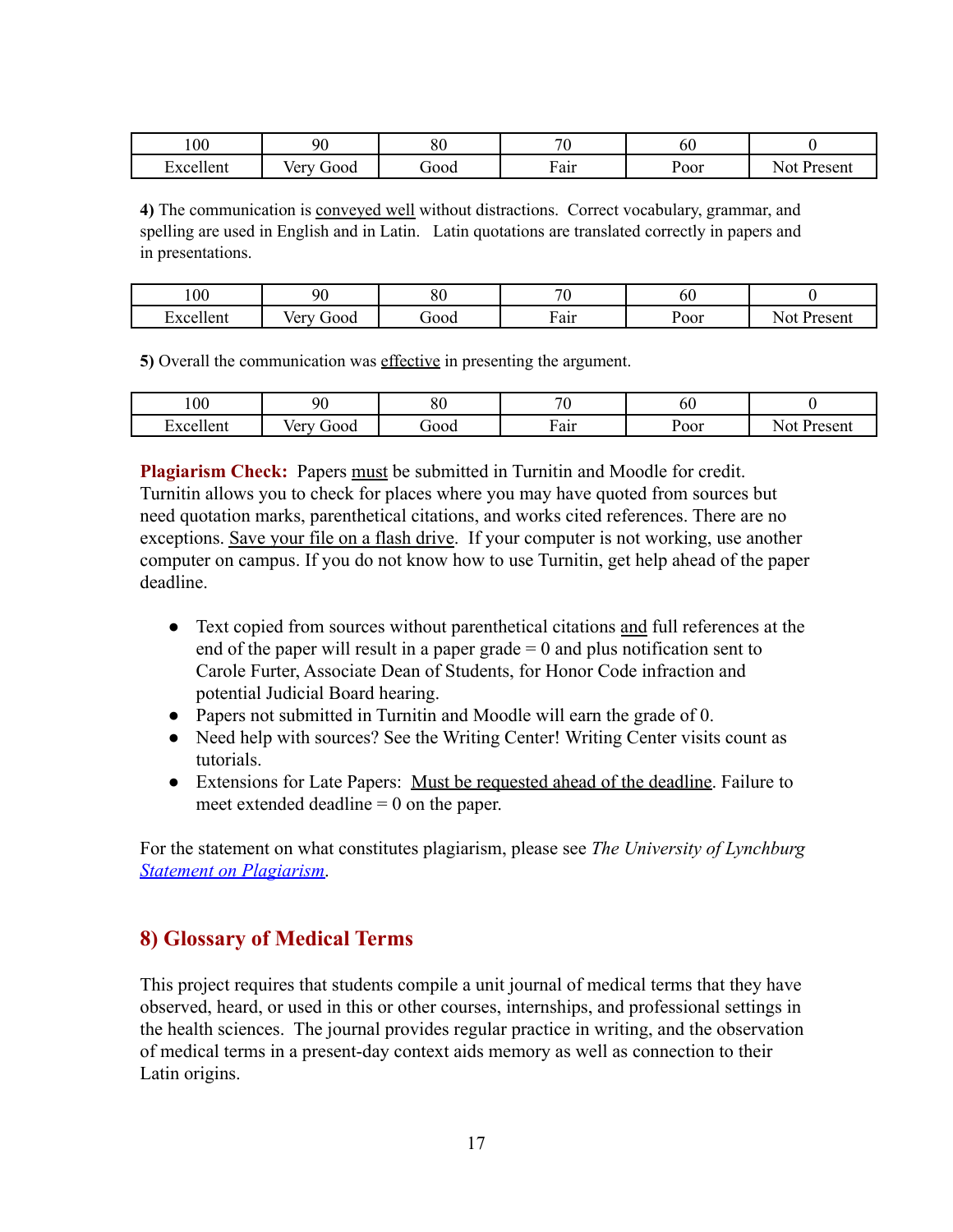| 100 | 90 | 80 | 70 | 60 | 0 |
|---|---|---|---|---|---|
| Excellent | Very Good | Good | Fair | Poor | Not Present |

**4)** The communication is conveyed well without distractions. Correct vocabulary, grammar, and spelling are used in English and in Latin. Latin quotations are translated correctly in papers and in presentations.

| 100 | 90 | 80 | 70 | 60 | 0 |
|---|---|---|---|---|---|
| Excellent | Very Good | Good | Fair | Poor | Not Present |

**5)** Overall the communication was effective in presenting the argument.

| 100 | 90 | 80 | 70 | 60 | 0 |
|---|---|---|---|---|---|
| Excellent | Very Good | Good | Fair | Poor | Not Present |

**Plagiarism Check:** Papers must be submitted in Turnitin and Moodle for credit. Turnitin allows you to check for places where you may have quoted from sources but need quotation marks, parenthetical citations, and works cited references. There are no exceptions. Save your file on a flash drive. If your computer is not working, use another computer on campus. If you do not know how to use Turnitin, get help ahead of the paper deadline.

- Text copied from sources without parenthetical citations and full references at the end of the paper will result in a paper grade = 0 and plus notification sent to Carole Furter, Associate Dean of Students, for Honor Code infraction and potential Judicial Board hearing.
- Papers not submitted in Turnitin and Moodle will earn the grade of 0.
- Need help with sources? See the Writing Center! Writing Center visits count as tutorials.
- Extensions for Late Papers: Must be requested ahead of the deadline. Failure to meet extended deadline = 0 on the paper.

For the statement on what constitutes plagiarism, please see *The University of Lynchburg Statement on Plagiarism*.

## 8) Glossary of Medical Terms

This project requires that students compile a unit journal of medical terms that they have observed, heard, or used in this or other courses, internships, and professional settings in the health sciences. The journal provides regular practice in writing, and the observation of medical terms in a present-day context aids memory as well as connection to their Latin origins.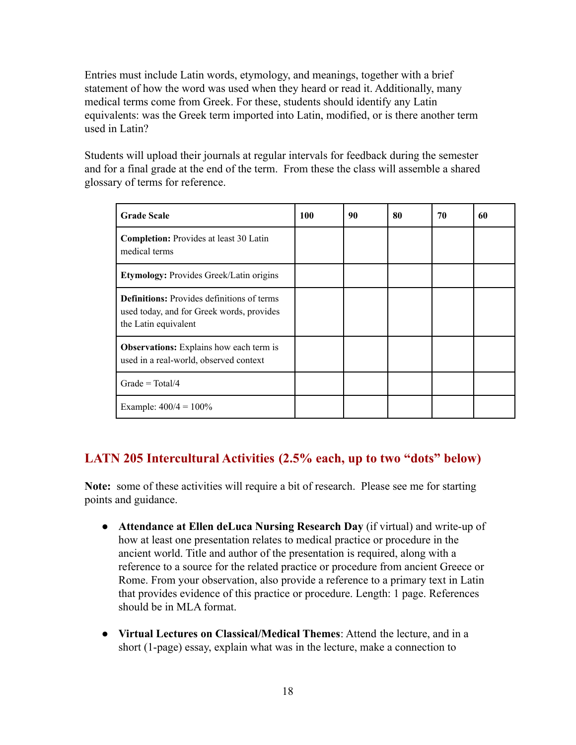Entries must include Latin words, etymology, and meanings, together with a brief statement of how the word was used when they heard or read it. Additionally, many medical terms come from Greek. For these, students should identify any Latin equivalents: was the Greek term imported into Latin, modified, or is there another term used in Latin?

Students will upload their journals at regular intervals for feedback during the semester and for a final grade at the end of the term. From these the class will assemble a shared glossary of terms for reference.

| **Grade Scale** | **100** | **90** | **80** | **70** | **60** |
|---|---|---|---|---|---|
| **Completion:** Provides at least 30 Latin medical terms | | | | | |
| **Etymology:** Provides Greek/Latin origins | | | | | |
| **Definitions:** Provides definitions of terms used today, and for Greek words, provides the Latin equivalent | | | | | |
| **Observations:** Explains how each term is used in a real-world, observed context | | | | | |
| Grade = Total/4 | | | | | |
| Example: 400/4 = 100% | | | | | |

## LATN 205 Intercultural Activities (2.5% each, up to two "dots" below)

**Note:** some of these activities will require a bit of research. Please see me for starting points and guidance.

- **Attendance at Ellen deLuca Nursing Research Day** (if virtual) and write-up of how at least one presentation relates to medical practice or procedure in the ancient world. Title and author of the presentation is required, along with a reference to a source for the related practice or procedure from ancient Greece or Rome. From your observation, also provide a reference to a primary text in Latin that provides evidence of this practice or procedure. Length: 1 page. References should be in MLA format.

- **Virtual Lectures on Classical/Medical Themes**: Attend the lecture, and in a short (1-page) essay, explain what was in the lecture, make a connection to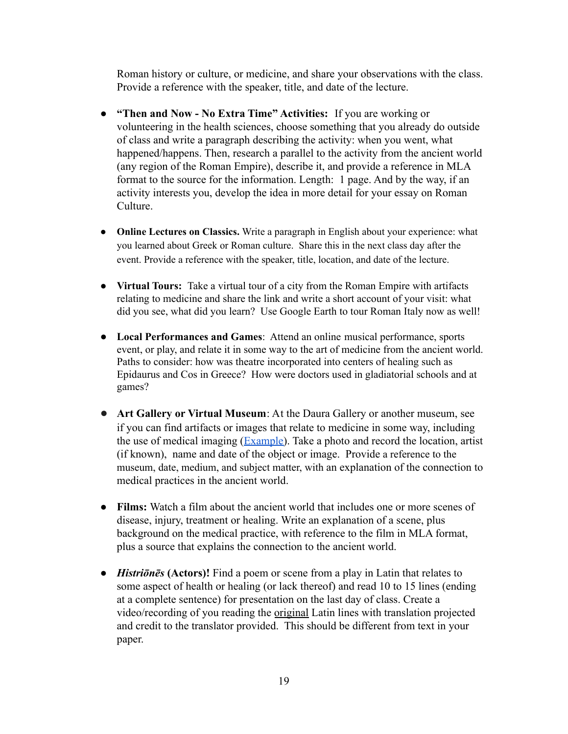Roman history or culture, or medicine, and share your observations with the class. Provide a reference with the speaker, title, and date of the lecture.

- **"Then and Now - No Extra Time" Activities:** If you are working or volunteering in the health sciences, choose something that you already do outside of class and write a paragraph describing the activity: when you went, what happened/happens. Then, research a parallel to the activity from the ancient world (any region of the Roman Empire), describe it, and provide a reference in MLA format to the source for the information. Length: 1 page. And by the way, if an activity interests you, develop the idea in more detail for your essay on Roman Culture.

- **Online Lectures on Classics.** Write a paragraph in English about your experience: what you learned about Greek or Roman culture. Share this in the next class day after the event. Provide a reference with the speaker, title, location, and date of the lecture.

- **Virtual Tours:** Take a virtual tour of a city from the Roman Empire with artifacts relating to medicine and share the link and write a short account of your visit: what did you see, what did you learn? Use Google Earth to tour Roman Italy now as well!

- **Local Performances and Games**: Attend an online musical performance, sports event, or play, and relate it in some way to the art of medicine from the ancient world. Paths to consider: how was theatre incorporated into centers of healing such as Epidaurus and Cos in Greece? How were doctors used in gladiatorial schools and at games?

- **Art Gallery or Virtual Museum**: At the Daura Gallery or another museum, see if you can find artifacts or images that relate to medicine in some way, including the use of medical imaging (Example). Take a photo and record the location, artist (if known), name and date of the object or image. Provide a reference to the museum, date, medium, and subject matter, with an explanation of the connection to medical practices in the ancient world.

- **Films:** Watch a film about the ancient world that includes one or more scenes of disease, injury, treatment or healing. Write an explanation of a scene, plus background on the medical practice, with reference to the film in MLA format, plus a source that explains the connection to the ancient world.

- ***Histriōnēs* (Actors)!** Find a poem or scene from a play in Latin that relates to some aspect of health or healing (or lack thereof) and read 10 to 15 lines (ending at a complete sentence) for presentation on the last day of class. Create a video/recording of you reading the original Latin lines with translation projected and credit to the translator provided. This should be different from text in your paper.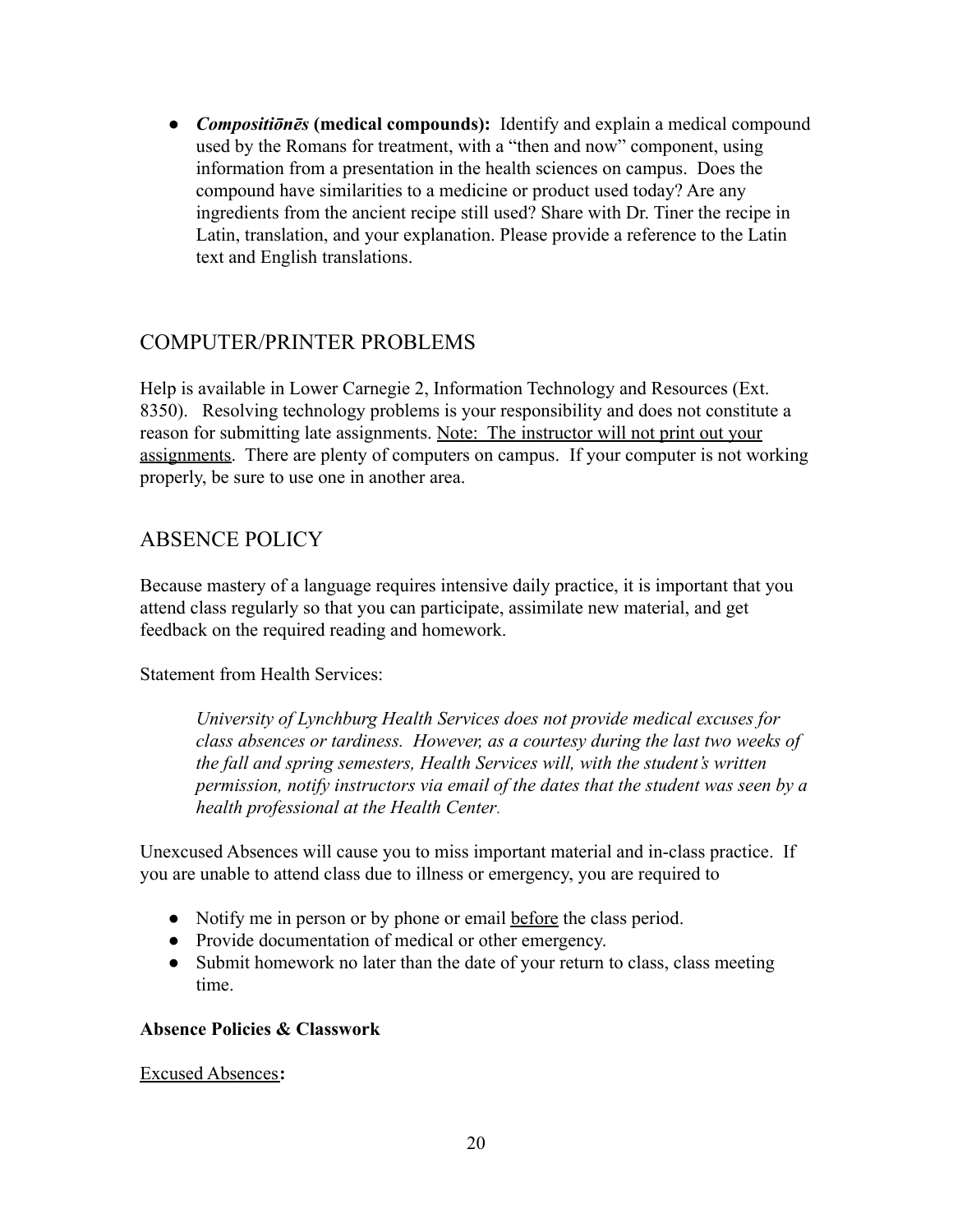- ***Compositiōnēs* (medical compounds):** Identify and explain a medical compound used by the Romans for treatment, with a "then and now" component, using information from a presentation in the health sciences on campus. Does the compound have similarities to a medicine or product used today? Are any ingredients from the ancient recipe still used? Share with Dr. Tiner the recipe in Latin, translation, and your explanation. Please provide a reference to the Latin text and English translations.

## COMPUTER/PRINTER PROBLEMS

Help is available in Lower Carnegie 2, Information Technology and Resources (Ext. 8350). Resolving technology problems is your responsibility and does not constitute a reason for submitting late assignments. <u>Note: The instructor will not print out your assignments</u>. There are plenty of computers on campus. If your computer is not working properly, be sure to use one in another area.

## ABSENCE POLICY

Because mastery of a language requires intensive daily practice, it is important that you attend class regularly so that you can participate, assimilate new material, and get feedback on the required reading and homework.

Statement from Health Services:

> *University of Lynchburg Health Services does not provide medical excuses for class absences or tardiness. However, as a courtesy during the last two weeks of the fall and spring semesters, Health Services will, with the student's written permission, notify instructors via email of the dates that the student was seen by a health professional at the Health Center.*

Unexcused Absences will cause you to miss important material and in-class practice. If you are unable to attend class due to illness or emergency, you are required to

- Notify me in person or by phone or email <u>before</u> the class period.
- Provide documentation of medical or other emergency.
- Submit homework no later than the date of your return to class, class meeting time.

**Absence Policies & Classwork**

<u>Excused Absences</u>**:**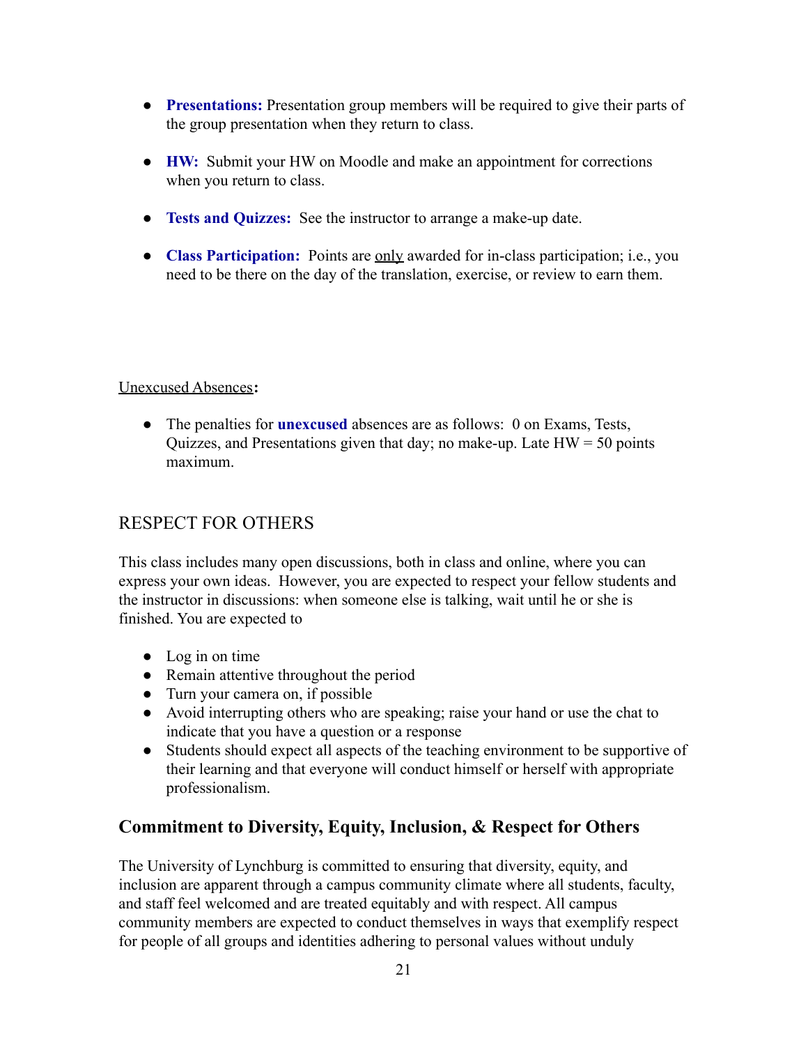- **Presentations:** Presentation group members will be required to give their parts of the group presentation when they return to class.

- **HW:** Submit your HW on Moodle and make an appointment for corrections when you return to class.

- **Tests and Quizzes:** See the instructor to arrange a make-up date.

- **Class Participation:** Points are <u>only</u> awarded for in-class participation; i.e., you need to be there on the day of the translation, exercise, or review to earn them.

<u>Unexcused Absences</u>**:**

- The penalties for **unexcused** absences are as follows: 0 on Exams, Tests, Quizzes, and Presentations given that day; no make-up. Late HW = 50 points maximum.

## RESPECT FOR OTHERS

This class includes many open discussions, both in class and online, where you can express your own ideas. However, you are expected to respect your fellow students and the instructor in discussions: when someone else is talking, wait until he or she is finished. You are expected to

- Log in on time
- Remain attentive throughout the period
- Turn your camera on, if possible
- Avoid interrupting others who are speaking; raise your hand or use the chat to indicate that you have a question or a response
- Students should expect all aspects of the teaching environment to be supportive of their learning and that everyone will conduct himself or herself with appropriate professionalism.

## Commitment to Diversity, Equity, Inclusion, & Respect for Others

The University of Lynchburg is committed to ensuring that diversity, equity, and inclusion are apparent through a campus community climate where all students, faculty, and staff feel welcomed and are treated equitably and with respect. All campus community members are expected to conduct themselves in ways that exemplify respect for people of all groups and identities adhering to personal values without unduly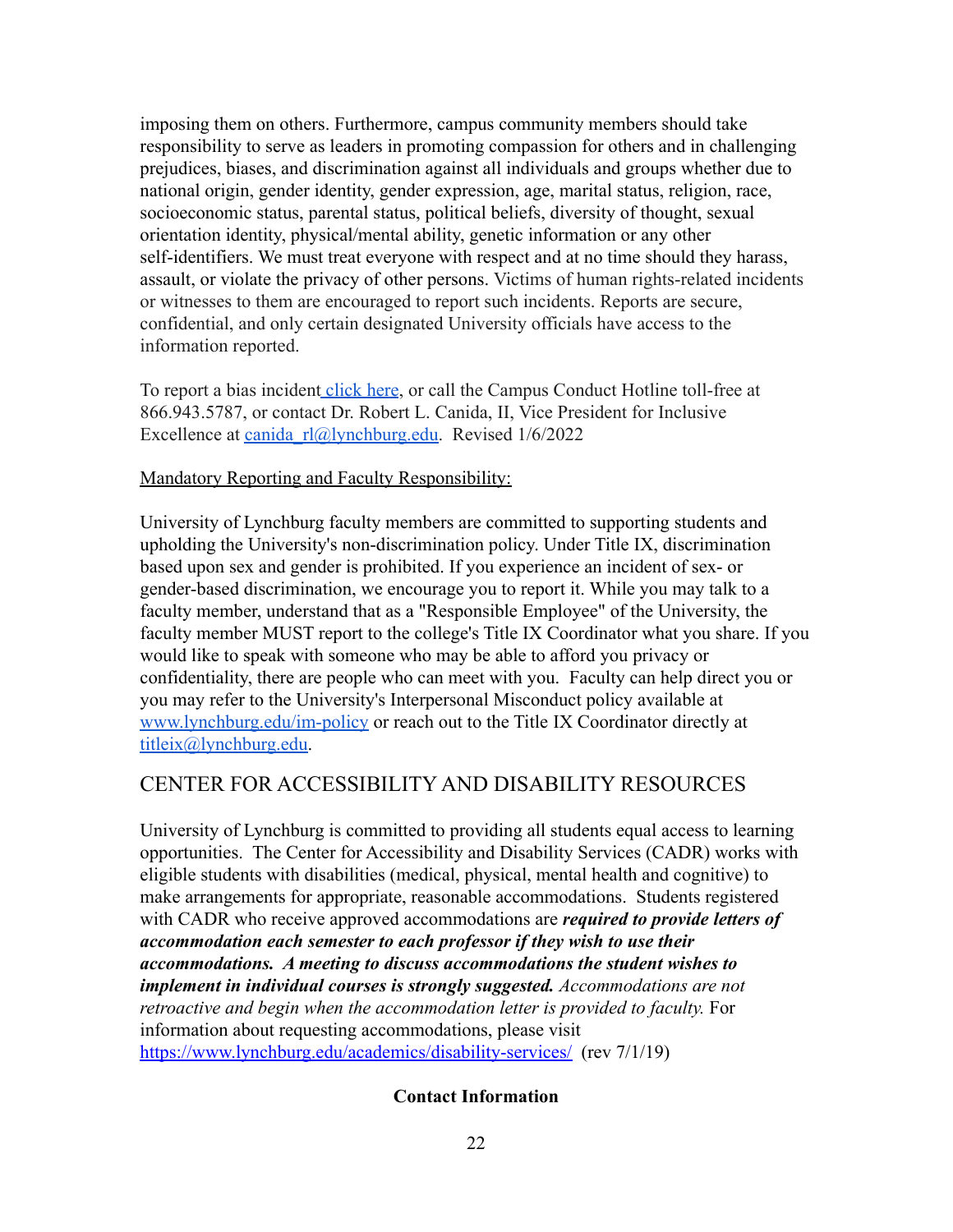imposing them on others. Furthermore, campus community members should take responsibility to serve as leaders in promoting compassion for others and in challenging prejudices, biases, and discrimination against all individuals and groups whether due to national origin, gender identity, gender expression, age, marital status, religion, race, socioeconomic status, parental status, political beliefs, diversity of thought, sexual orientation identity, physical/mental ability, genetic information or any other self-identifiers. We must treat everyone with respect and at no time should they harass, assault, or violate the privacy of other persons. Victims of human rights-related incidents or witnesses to them are encouraged to report such incidents. Reports are secure, confidential, and only certain designated University officials have access to the information reported.

To report a bias incident click here, or call the Campus Conduct Hotline toll-free at 866.943.5787, or contact Dr. Robert L. Canida, II, Vice President for Inclusive Excellence at canida_rl@lynchburg.edu. Revised 1/6/2022

Mandatory Reporting and Faculty Responsibility:

University of Lynchburg faculty members are committed to supporting students and upholding the University's non-discrimination policy. Under Title IX, discrimination based upon sex and gender is prohibited. If you experience an incident of sex- or gender-based discrimination, we encourage you to report it. While you may talk to a faculty member, understand that as a "Responsible Employee" of the University, the faculty member MUST report to the college's Title IX Coordinator what you share. If you would like to speak with someone who may be able to afford you privacy or confidentiality, there are people who can meet with you. Faculty can help direct you or you may refer to the University's Interpersonal Misconduct policy available at www.lynchburg.edu/im-policy or reach out to the Title IX Coordinator directly at titleix@lynchburg.edu.

## CENTER FOR ACCESSIBILITY AND DISABILITY RESOURCES

University of Lynchburg is committed to providing all students equal access to learning opportunities. The Center for Accessibility and Disability Services (CADR) works with eligible students with disabilities (medical, physical, mental health and cognitive) to make arrangements for appropriate, reasonable accommodations. Students registered with CADR who receive approved accommodations are ***required to provide letters of accommodation each semester to each professor if they wish to use their accommodations. A meeting to discuss accommodations the student wishes to implement in individual courses is strongly suggested.*** *Accommodations are not retroactive and begin when the accommodation letter is provided to faculty.* For information about requesting accommodations, please visit https://www.lynchburg.edu/academics/disability-services/ (rev 7/1/19)

**Contact Information**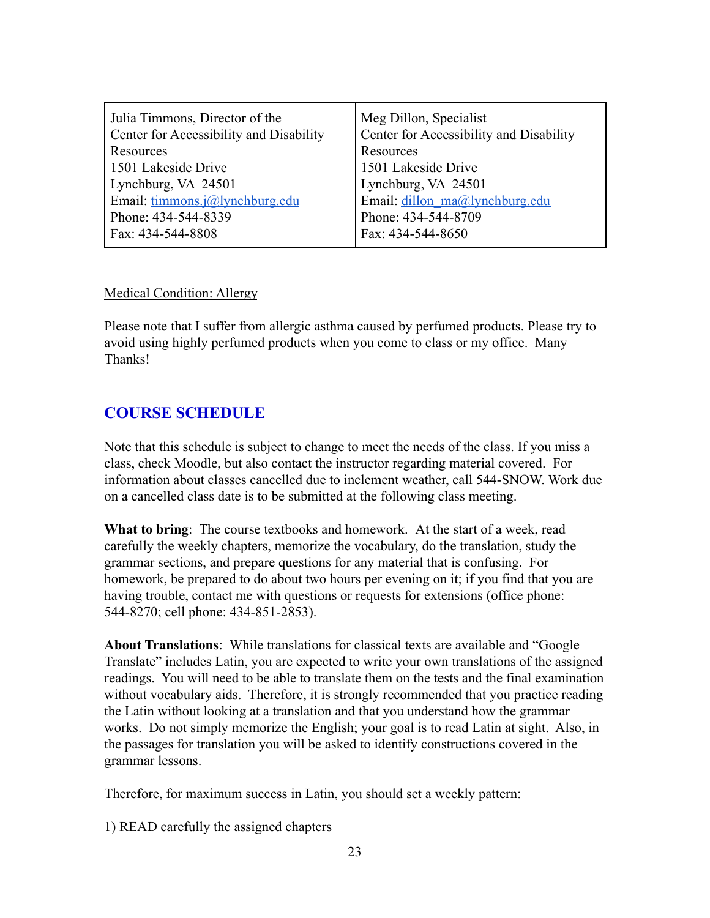| Julia Timmons, Director of the Center for Accessibility and Disability Resources<br>1501 Lakeside Drive<br>Lynchburg, VA 24501<br>Email: timmons.j@lynchburg.edu<br>Phone: 434-544-8339<br>Fax: 434-544-8808 | Meg Dillon, Specialist<br>Center for Accessibility and Disability Resources<br>1501 Lakeside Drive<br>Lynchburg, VA 24501<br>Email: dillon_ma@lynchburg.edu<br>Phone: 434-544-8709<br>Fax: 434-544-8650 |
|---|---|

Medical Condition: Allergy

Please note that I suffer from allergic asthma caused by perfumed products. Please try to avoid using highly perfumed products when you come to class or my office. Many Thanks!

## COURSE SCHEDULE

Note that this schedule is subject to change to meet the needs of the class. If you miss a class, check Moodle, but also contact the instructor regarding material covered. For information about classes cancelled due to inclement weather, call 544-SNOW. Work due on a cancelled class date is to be submitted at the following class meeting.

**What to bring**: The course textbooks and homework. At the start of a week, read carefully the weekly chapters, memorize the vocabulary, do the translation, study the grammar sections, and prepare questions for any material that is confusing. For homework, be prepared to do about two hours per evening on it; if you find that you are having trouble, contact me with questions or requests for extensions (office phone: 544-8270; cell phone: 434-851-2853).

**About Translations**: While translations for classical texts are available and "Google Translate" includes Latin, you are expected to write your own translations of the assigned readings. You will need to be able to translate them on the tests and the final examination without vocabulary aids. Therefore, it is strongly recommended that you practice reading the Latin without looking at a translation and that you understand how the grammar works. Do not simply memorize the English; your goal is to read Latin at sight. Also, in the passages for translation you will be asked to identify constructions covered in the grammar lessons.

Therefore, for maximum success in Latin, you should set a weekly pattern:

1) READ carefully the assigned chapters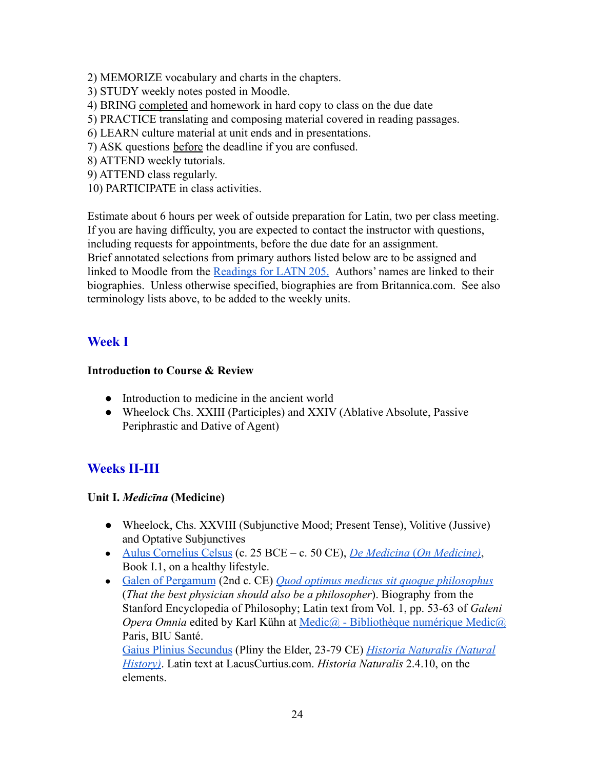2) MEMORIZE vocabulary and charts in the chapters.
3) STUDY weekly notes posted in Moodle.
4) BRING completed and homework in hard copy to class on the due date
5) PRACTICE translating and composing material covered in reading passages.
6) LEARN culture material at unit ends and in presentations.
7) ASK questions before the deadline if you are confused.
8) ATTEND weekly tutorials.
9) ATTEND class regularly.
10) PARTICIPATE in class activities.

Estimate about 6 hours per week of outside preparation for Latin, two per class meeting. If you are having difficulty, you are expected to contact the instructor with questions, including requests for appointments, before the due date for an assignment. Brief annotated selections from primary authors listed below are to be assigned and linked to Moodle from the Readings for LATN 205. Authors' names are linked to their biographies. Unless otherwise specified, biographies are from Britannica.com. See also terminology lists above, to be added to the weekly units.

## Week I

**Introduction to Course & Review**

- Introduction to medicine in the ancient world
- Wheelock Chs. XXIII (Participles) and XXIV (Ablative Absolute, Passive Periphrastic and Dative of Agent)

## Weeks II-III

**Unit I. *Medicīna* (Medicine)**

- Wheelock, Chs. XXVIII (Subjunctive Mood; Present Tense), Volitive (Jussive) and Optative Subjunctives
- Aulus Cornelius Celsus (c. 25 BCE – c. 50 CE), *De Medicina (On Medicine)*, Book I.1, on a healthy lifestyle.
- Galen of Pergamum (2nd c. CE) *Quod optimus medicus sit quoque philosophus* (*That the best physician should also be a philosopher*). Biography from the Stanford Encyclopedia of Philosophy; Latin text from Vol. 1, pp. 53-63 of *Galeni Opera Omnia* edited by Karl Kühn at Medic@ - Bibliothèque numérique Medic@ Paris, BIU Santé.
  Gaius Plinius Secundus (Pliny the Elder, 23-79 CE) *Historia Naturalis (Natural History)*. Latin text at LacusCurtius.com. *Historia Naturalis* 2.4.10, on the elements.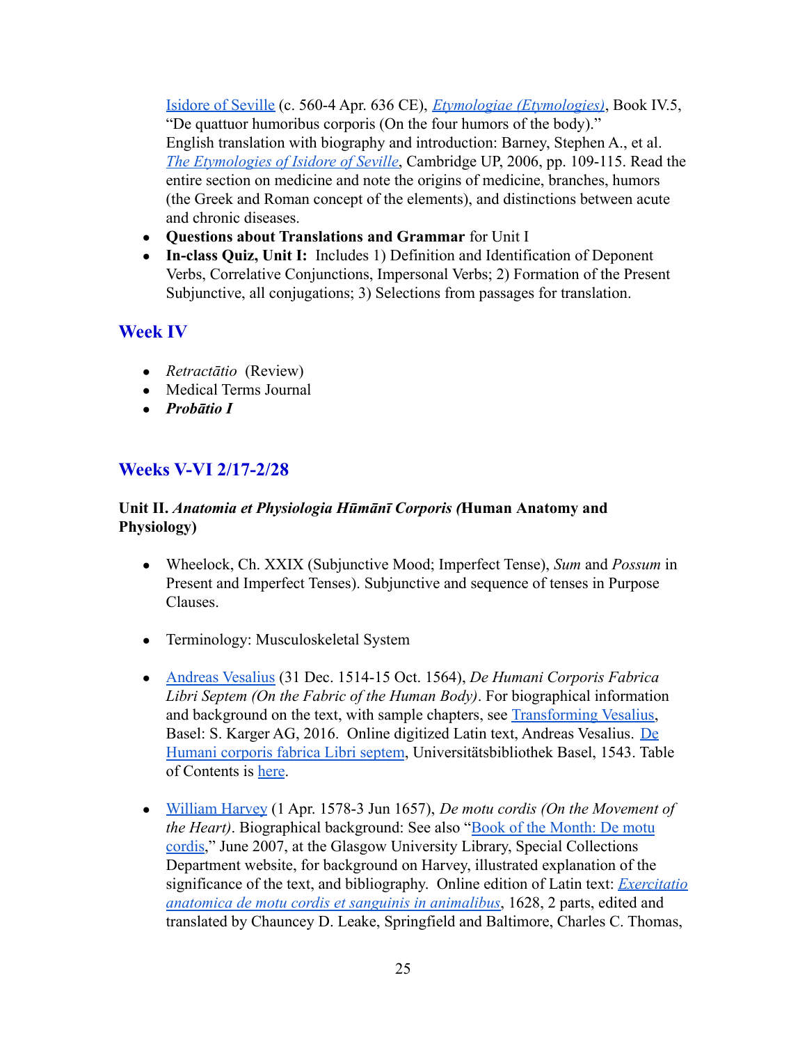Isidore of Seville (c. 560-4 Apr. 636 CE), *Etymologiae (Etymologies)*, Book IV.5, “De quattuor humoribus corporis (On the four humors of the body).” English translation with biography and introduction: Barney, Stephen A., et al. *The Etymologies of Isidore of Seville*, Cambridge UP, 2006, pp. 109-115. Read the entire section on medicine and note the origins of medicine, branches, humors (the Greek and Roman concept of the elements), and distinctions between acute and chronic diseases.

- **Questions about Translations and Grammar** for Unit I
- **In-class Quiz, Unit I:** Includes 1) Definition and Identification of Deponent Verbs, Correlative Conjunctions, Impersonal Verbs; 2) Formation of the Present Subjunctive, all conjugations; 3) Selections from passages for translation.

## Week IV

- *Retractātio* (Review)
- Medical Terms Journal
- ***Probātio I***

## Weeks V-VI 2/17-2/28

**Unit II. *Anatomia et Physiologia Hūmānī Corporis (*Human Anatomy and Physiology)**

- Wheelock, Ch. XXIX (Subjunctive Mood; Imperfect Tense), *Sum* and *Possum* in Present and Imperfect Tenses). Subjunctive and sequence of tenses in Purpose Clauses.

- Terminology: Musculoskeletal System

- Andreas Vesalius (31 Dec. 1514-15 Oct. 1564), *De Humani Corporis Fabrica Libri Septem (On the Fabric of the Human Body)*. For biographical information and background on the text, with sample chapters, see Transforming Vesalius, Basel: S. Karger AG, 2016. Online digitized Latin text, Andreas Vesalius. De Humani corporis fabrica Libri septem, Universitätsbibliothek Basel, 1543. Table of Contents is here.

- William Harvey (1 Apr. 1578-3 Jun 1657), *De motu cordis (On the Movement of the Heart)*. Biographical background: See also “Book of the Month: De motu cordis,” June 2007, at the Glasgow University Library, Special Collections Department website, for background on Harvey, illustrated explanation of the significance of the text, and bibliography. Online edition of Latin text: *Exercitatio anatomica de motu cordis et sanguinis in animalibus*, 1628, 2 parts, edited and translated by Chauncey D. Leake, Springfield and Baltimore, Charles C. Thomas,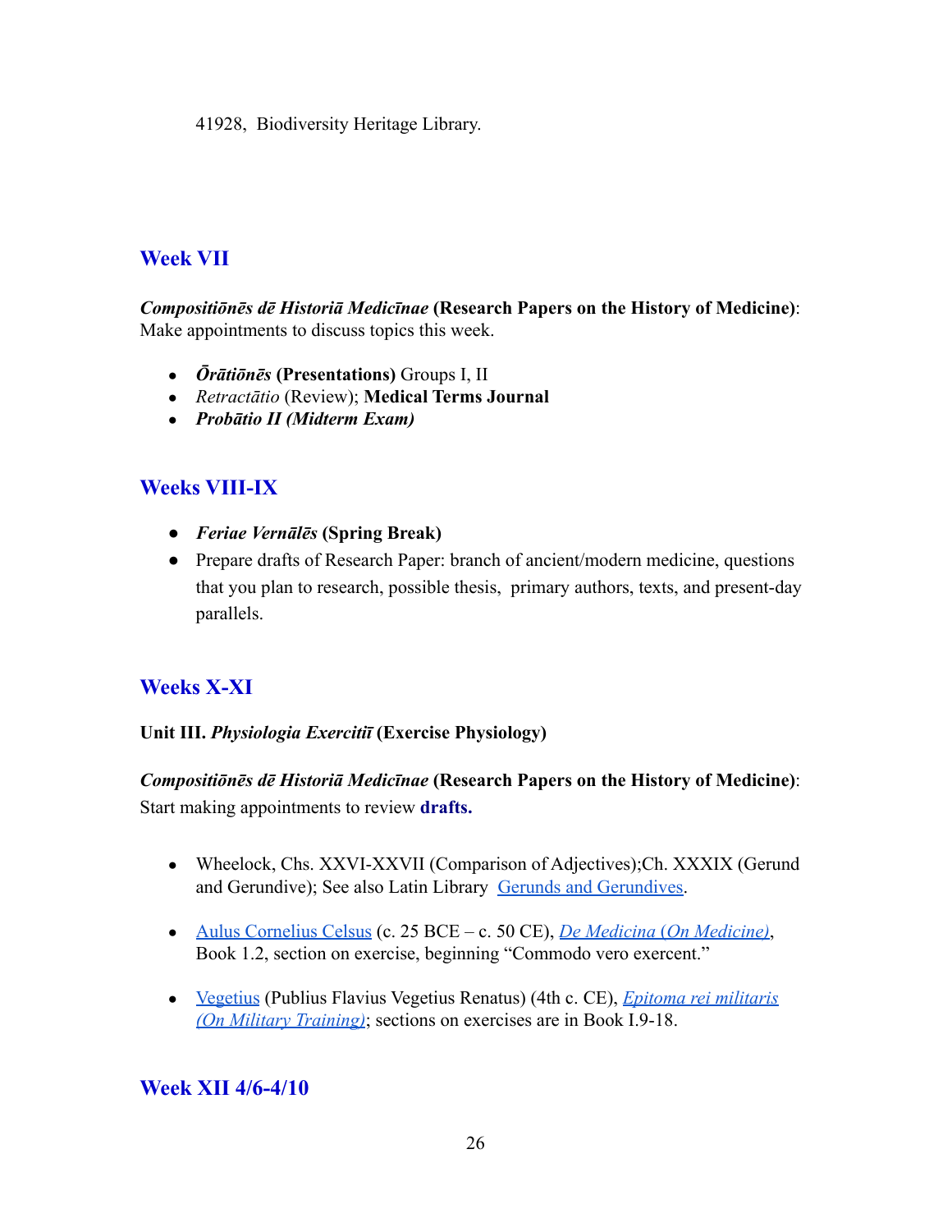41928, Biodiversity Heritage Library.

## Week VII

***Compositiōnēs dē Historiā Medicīnae* (Research Papers on the History of Medicine)**: Make appointments to discuss topics this week.

- ***Ōrātiōnēs* (Presentations)** Groups I, II
- *Retractātio* (Review); **Medical Terms Journal**
- ***Probātio II (Midterm Exam)***

## Weeks VIII-IX

- ***Feriae Vernālēs* (Spring Break)**
- Prepare drafts of Research Paper: branch of ancient/modern medicine, questions that you plan to research, possible thesis, primary authors, texts, and present-day parallels.

## Weeks X-XI

**Unit III. *Physiologia Exercitiī* (Exercise Physiology)**

***Compositiōnēs dē Historiā Medicīnae* (Research Papers on the History of Medicine)**: Start making appointments to review **drafts.**

- Wheelock, Chs. XXVI-XXVII (Comparison of Adjectives);Ch. XXXIX (Gerund and Gerundive); See also Latin Library Gerunds and Gerundives.
- Aulus Cornelius Celsus (c. 25 BCE – c. 50 CE), *De Medicina (On Medicine)*, Book 1.2, section on exercise, beginning "Commodo vero exercent."
- Vegetius (Publius Flavius Vegetius Renatus) (4th c. CE), *Epitoma rei militaris (On Military Training)*; sections on exercises are in Book I.9-18.

## Week XII 4/6-4/10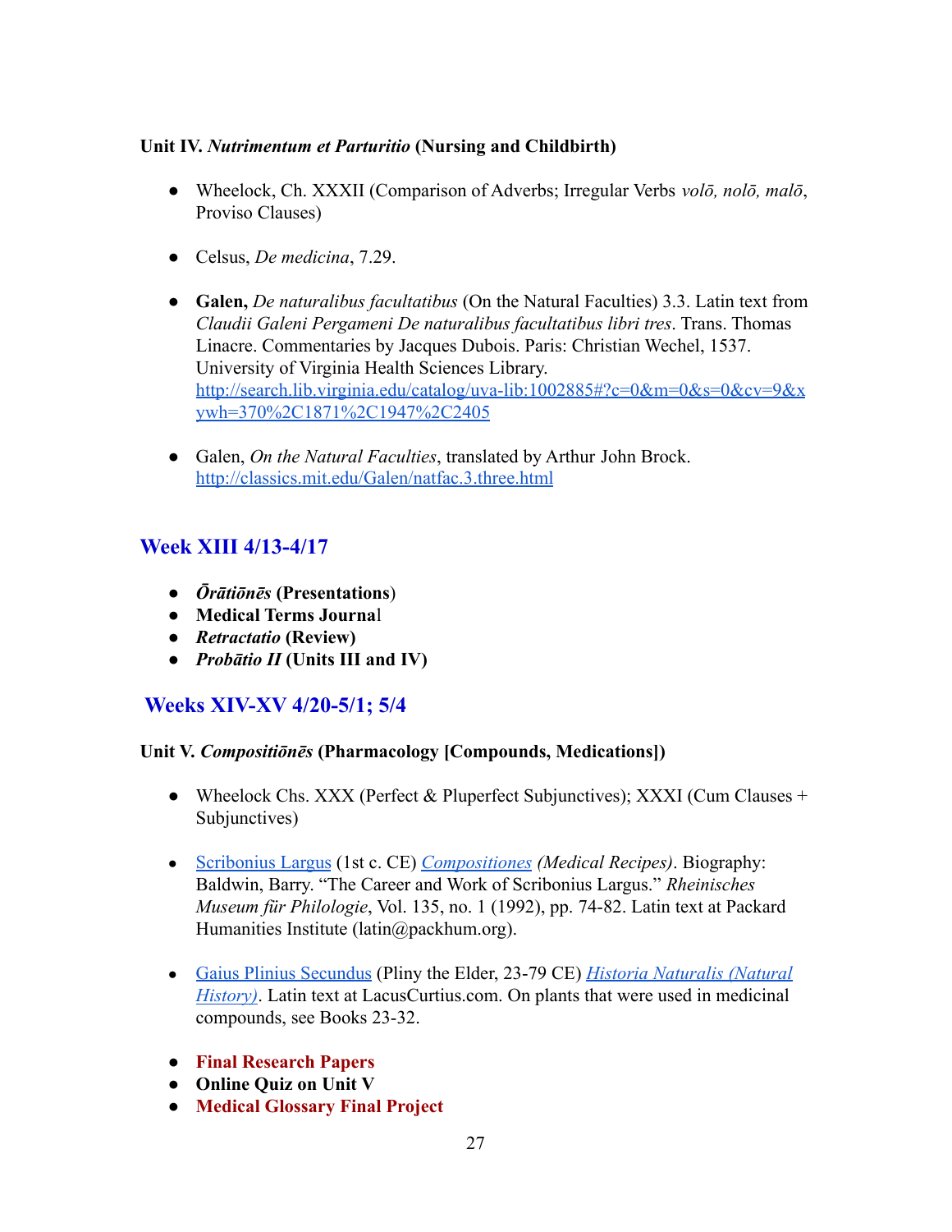**Unit IV. *Nutrimentum et Parturitio* (Nursing and Childbirth)**

- Wheelock, Ch. XXXII (Comparison of Adverbs; Irregular Verbs *volō, nolō, malō*, Proviso Clauses)

- Celsus, *De medicina*, 7.29.

- **Galen,** *De naturalibus facultatibus* (On the Natural Faculties) 3.3. Latin text from *Claudii Galeni Pergameni De naturalibus facultatibus libri tres*. Trans. Thomas Linacre. Commentaries by Jacques Dubois. Paris: Christian Wechel, 1537. University of Virginia Health Sciences Library. [http://search.lib.virginia.edu/catalog/uva-lib:1002885#?c=0&m=0&s=0&cv=9&xywh=370%2C1871%2C1947%2C2405](http://search.lib.virginia.edu/catalog/uva-lib:1002885#?c=0&m=0&s=0&cv=9&xywh=370%2C1871%2C1947%2C2405)

- Galen, *On the Natural Faculties*, translated by Arthur John Brock. [http://classics.mit.edu/Galen/natfac.3.three.html](http://classics.mit.edu/Galen/natfac.3.three.html)

## Week XIII 4/13-4/17

- ***Ōrātiōnēs* (Presentations)**
- **Medical Terms Journal**
- ***Retractatio* (Review)**
- ***Probātio II* (Units III and IV)**

## Weeks XIV-XV 4/20-5/1; 5/4

**Unit V. *Compositiōnēs* (Pharmacology [Compounds, Medications])**

- Wheelock Chs. XXX (Perfect & Pluperfect Subjunctives); XXXI (Cum Clauses + Subjunctives)

- Scribonius Largus (1st c. CE) *Compositiones (Medical Recipes)*. Biography: Baldwin, Barry. "The Career and Work of Scribonius Largus." *Rheinisches Museum für Philologie*, Vol. 135, no. 1 (1992), pp. 74-82. Latin text at Packard Humanities Institute (latin@packhum.org).

- Gaius Plinius Secundus (Pliny the Elder, 23-79 CE) *Historia Naturalis (Natural History)*. Latin text at LacusCurtius.com. On plants that were used in medicinal compounds, see Books 23-32.

- **Final Research Papers**
- **Online Quiz on Unit V**
- **Medical Glossary Final Project**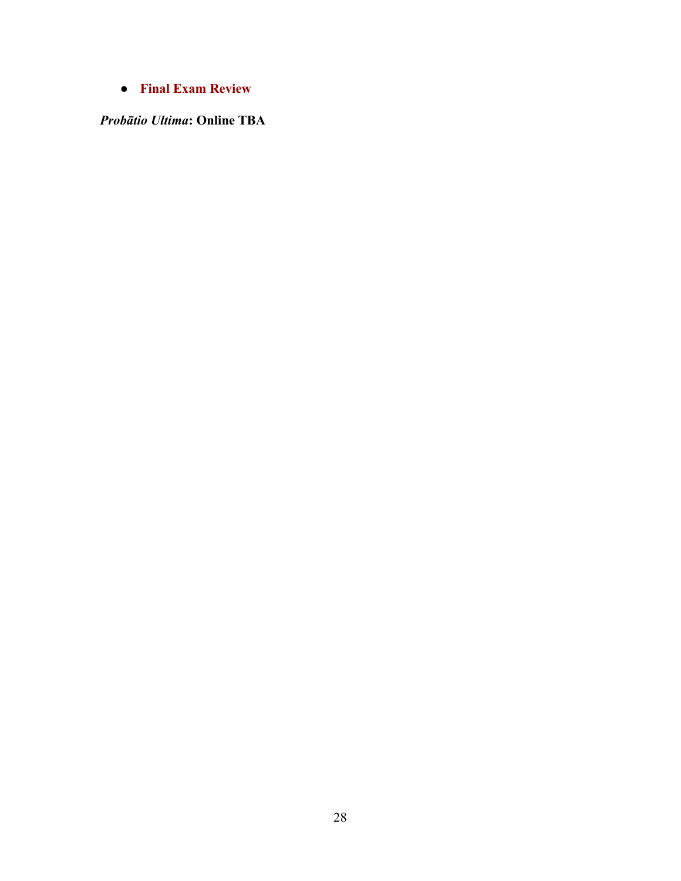- **Final Exam Review**

***Probātio Ultima*: Online TBA**